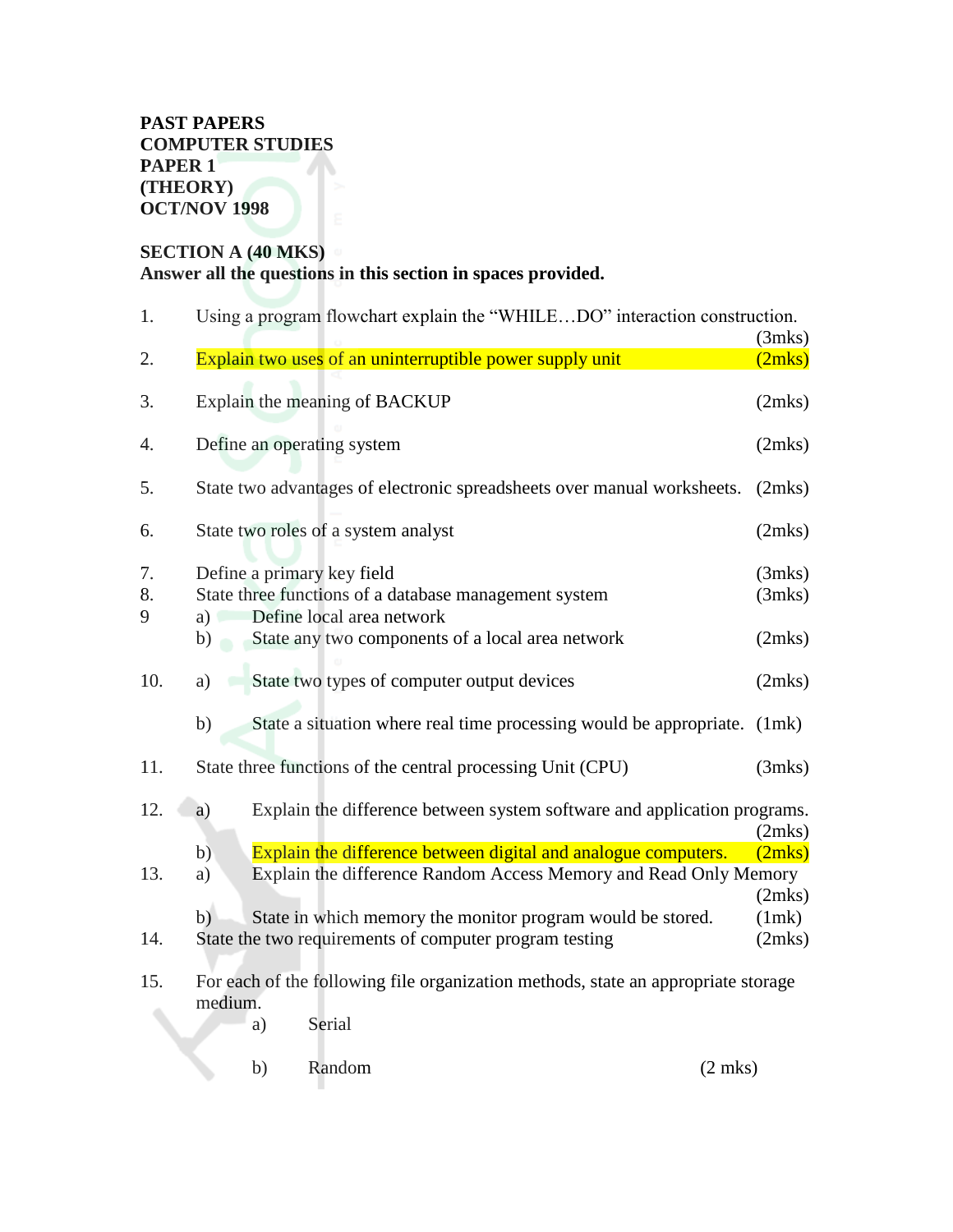**PAST PAPERS**
**COMPUTER STUDIES**
**PAPER 1**
**(THEORY)**
**OCT/NOV 1998**

**SECTION A (40 MKS)**
**Answer all the questions in this section in spaces provided.**

1. Using a program flowchart explain the "WHILE…DO" interaction construction. (3mks)

2. Explain two uses of an uninterruptible power supply unit (2mks)

3. Explain the meaning of BACKUP (2mks)

4. Define an operating system (2mks)

5. State two advantages of electronic spreadsheets over manual worksheets. (2mks)

6. State two roles of a system analyst (2mks)

7. Define a primary key field (3mks)

8. State three functions of a database management system (3mks)

9. a) Define local area network
   b) State any two components of a local area network (2mks)

10. a) State two types of computer output devices (2mks)

    b) State a situation where real time processing would be appropriate. (1mk)

11. State three functions of the central processing Unit (CPU) (3mks)

12. a) Explain the difference between system software and application programs. (2mks)
    b) Explain the difference between digital and analogue computers. (2mks)

13. a) Explain the difference Random Access Memory and Read Only Memory (2mks)
    b) State in which memory the monitor program would be stored. (1mk)

14. State the two requirements of computer program testing (2mks)

15. For each of the following file organization methods, state an appropriate storage medium.
    a) Serial

    b) Random (2 mks)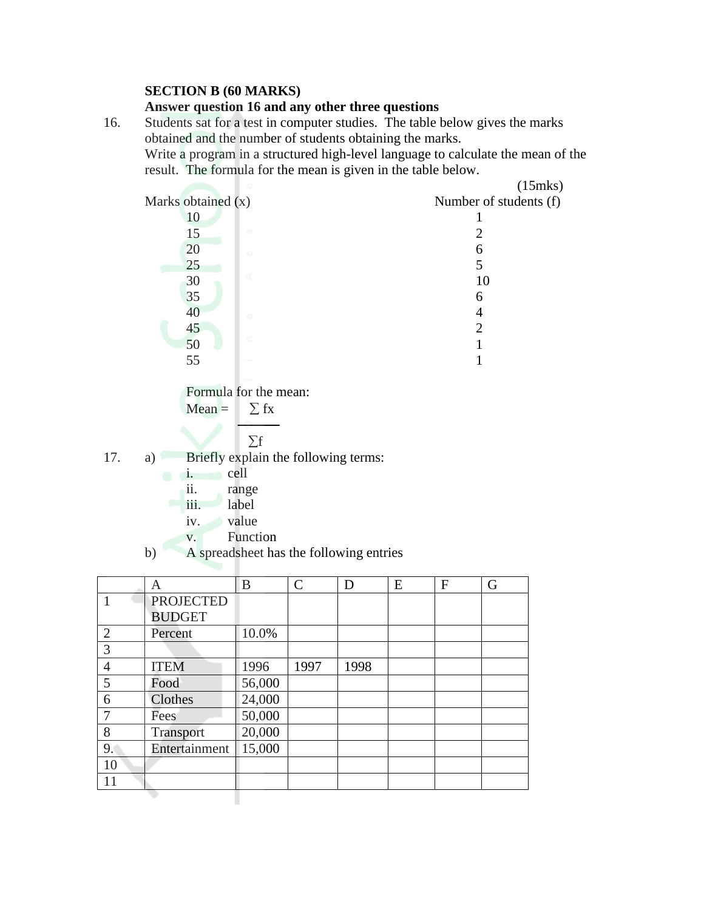**SECTION B (60 MARKS)**

**Answer question 16 and any other three questions**

16. Students sat for a test in computer studies. The table below gives the marks obtained and the number of students obtaining the marks.
Write a program in a structured high-level language to calculate the mean of the result. The formula for the mean is given in the table below. (15mks)

| Marks obtained (x) | Number of students (f) |
|---|---|
| 10 | 1 |
| 15 | 2 |
| 20 | 6 |
| 25 | 5 |
| 30 | 10 |
| 35 | 6 |
| 40 | 4 |
| 45 | 2 |
| 50 | 1 |
| 55 | 1 |

Formula for the mean:

$$\text{Mean} = \frac{\sum fx}{\sum f}$$

17. a) Briefly explain the following terms:
    - i. cell
    - ii. range
    - iii. label
    - iv. value
    - v. Function

    b) A spreadsheet has the following entries

| | A | B | C | D | E | F | G |
|---|---|---|---|---|---|---|---|
| 1 | PROJECTED BUDGET | | | | | | |
| 2 | Percent | 10.0% | | | | | |
| 3 | | | | | | | |
| 4 | ITEM | 1996 | 1997 | 1998 | | | |
| 5 | Food | 56,000 | | | | | |
| 6 | Clothes | 24,000 | | | | | |
| 7 | Fees | 50,000 | | | | | |
| 8 | Transport | 20,000 | | | | | |
| 9. | Entertainment | 15,000 | | | | | |
| 10 | | | | | | | |
| 11 | | | | | | | |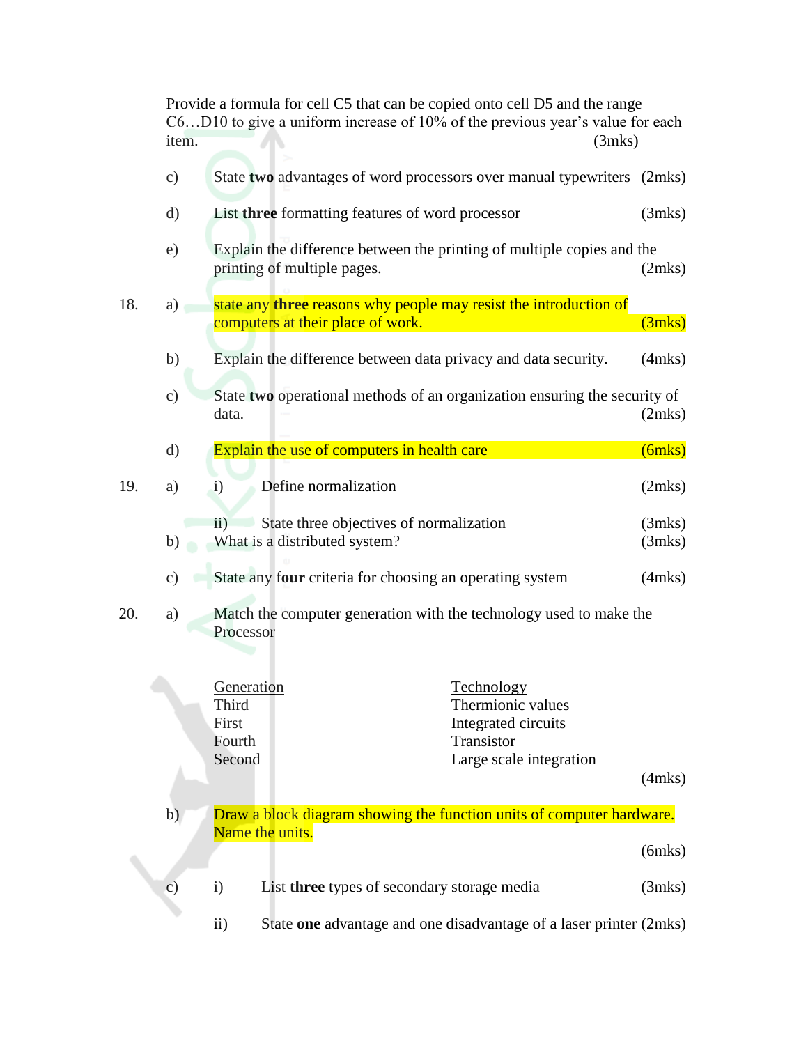Provide a formula for cell C5 that can be copied onto cell D5 and the range C6…D10 to give a uniform increase of 10% of the previous year's value for each item. (3mks)

c) State **two** advantages of word processors over manual typewriters (2mks)

d) List **three** formatting features of word processor (3mks)

e) Explain the difference between the printing of multiple copies and the printing of multiple pages. (2mks)

18. a) state any **three** reasons why people may resist the introduction of computers at their place of work. (3mks)

b) Explain the difference between data privacy and data security. (4mks)

c) State **two** operational methods of an organization ensuring the security of data. (2mks)

d) Explain the use of computers in health care (6mks)

19. a) i) Define normalization (2mks)

ii) State three objectives of normalization (3mks)

b) What is a distributed system? (3mks)

c) State any f**our** criteria for choosing an operating system (4mks)

20. a) Match the computer generation with the technology used to make the Processor

| Generation | Technology |
|---|---|
| Third | Thermionic values |
| First | Integrated circuits |
| Fourth | Transistor |
| Second | Large scale integration |

(4mks)

b) Draw a block diagram showing the function units of computer hardware. Name the units. (6mks)

c) i) List **three** types of secondary storage media (3mks)

ii) State **one** advantage and one disadvantage of a laser printer (2mks)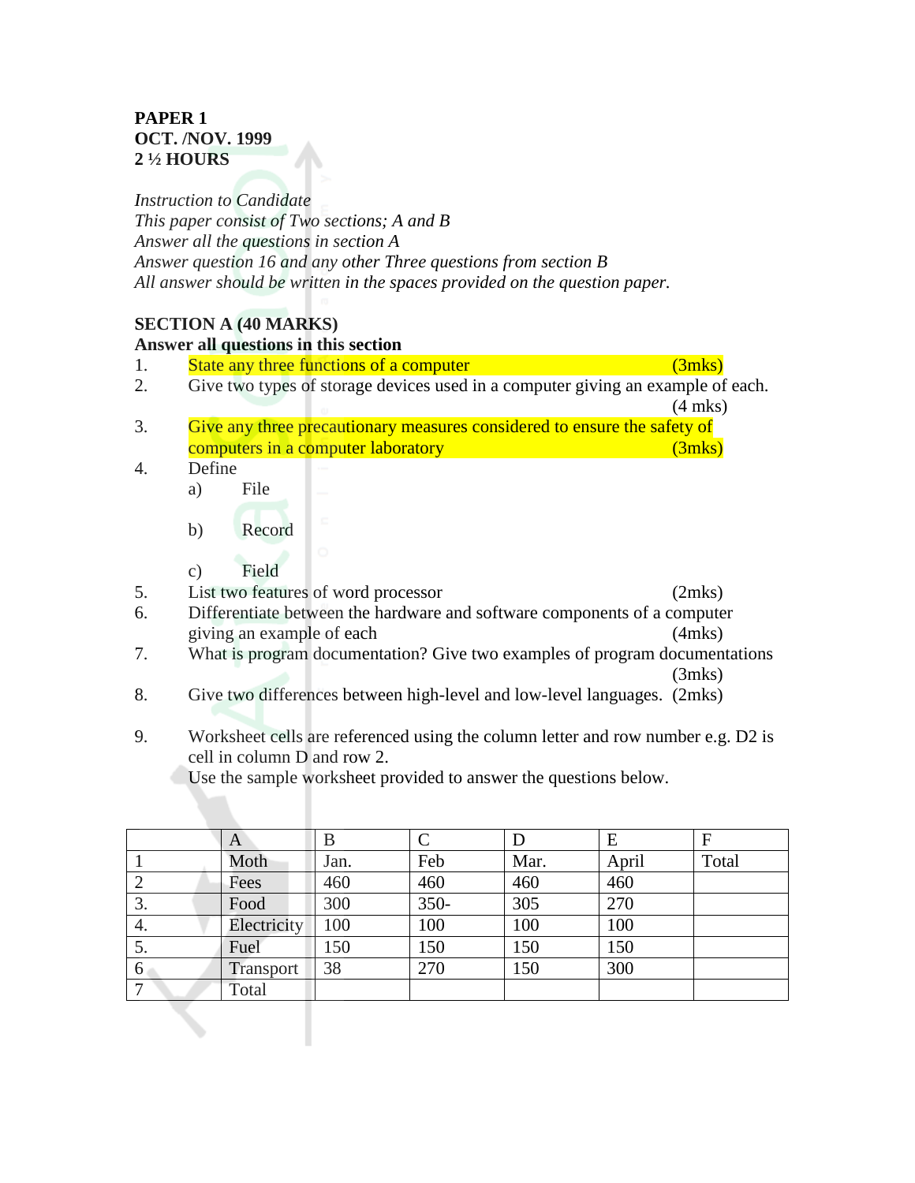**PAPER 1**
**OCT. /NOV. 1999**
**2 ½ HOURS**

*Instruction to Candidate*
*This paper consist of Two sections; A and B*
*Answer all the questions in section A*
*Answer question 16 and any other Three questions from section B*
*All answer should be written in the spaces provided on the question paper.*

**SECTION A (40 MARKS)**
**Answer all questions in this section**

1. State any three functions of a computer (3mks)
2. Give two types of storage devices used in a computer giving an example of each. (4 mks)
3. Give any three precautionary measures considered to ensure the safety of computers in a computer laboratory (3mks)
4. Define
   a) File

   b) Record

   c) Field
5. List two features of word processor (2mks)
6. Differentiate between the hardware and software components of a computer giving an example of each (4mks)
7. What is program documentation? Give two examples of program documentations (3mks)
8. Give two differences between high-level and low-level languages. (2mks)

9. Worksheet cells are referenced using the column letter and row number e.g. D2 is cell in column D and row 2.
   Use the sample worksheet provided to answer the questions below.

| | A | B | C | D | E | F |
|---|---|---|---|---|---|---|
| 1 | Moth | Jan. | Feb | Mar. | April | Total |
| 2 | Fees | 460 | 460 | 460 | 460 | |
| 3. | Food | 300 | 350- | 305 | 270 | |
| 4. | Electricity | 100 | 100 | 100 | 100 | |
| 5. | Fuel | 150 | 150 | 150 | 150 | |
| 6 | Transport | 38 | 270 | 150 | 300 | |
| 7 | Total | | | | | |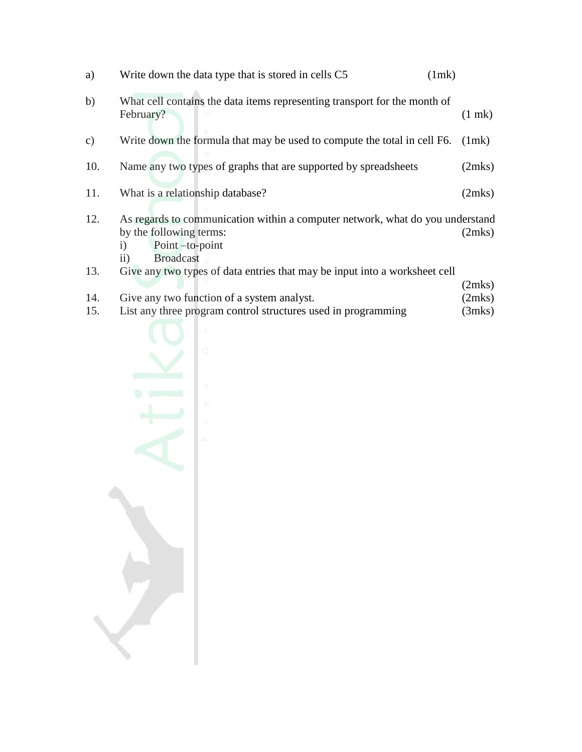a) Write down the data type that is stored in cells C5 (1mk)

b) What cell contains the data items representing transport for the month of February? (1 mk)

c) Write down the formula that may be used to compute the total in cell F6. (1mk)

10. Name any two types of graphs that are supported by spreadsheets (2mks)

11. What is a relationship database? (2mks)

12. As regards to communication within a computer network, what do you understand by the following terms: (2mks)
    i) Point –to-point
    ii) Broadcast

13. Give any two types of data entries that may be input into a worksheet cell (2mks)

14. Give any two function of a system analyst. (2mks)

15. List any three program control structures used in programming (3mks)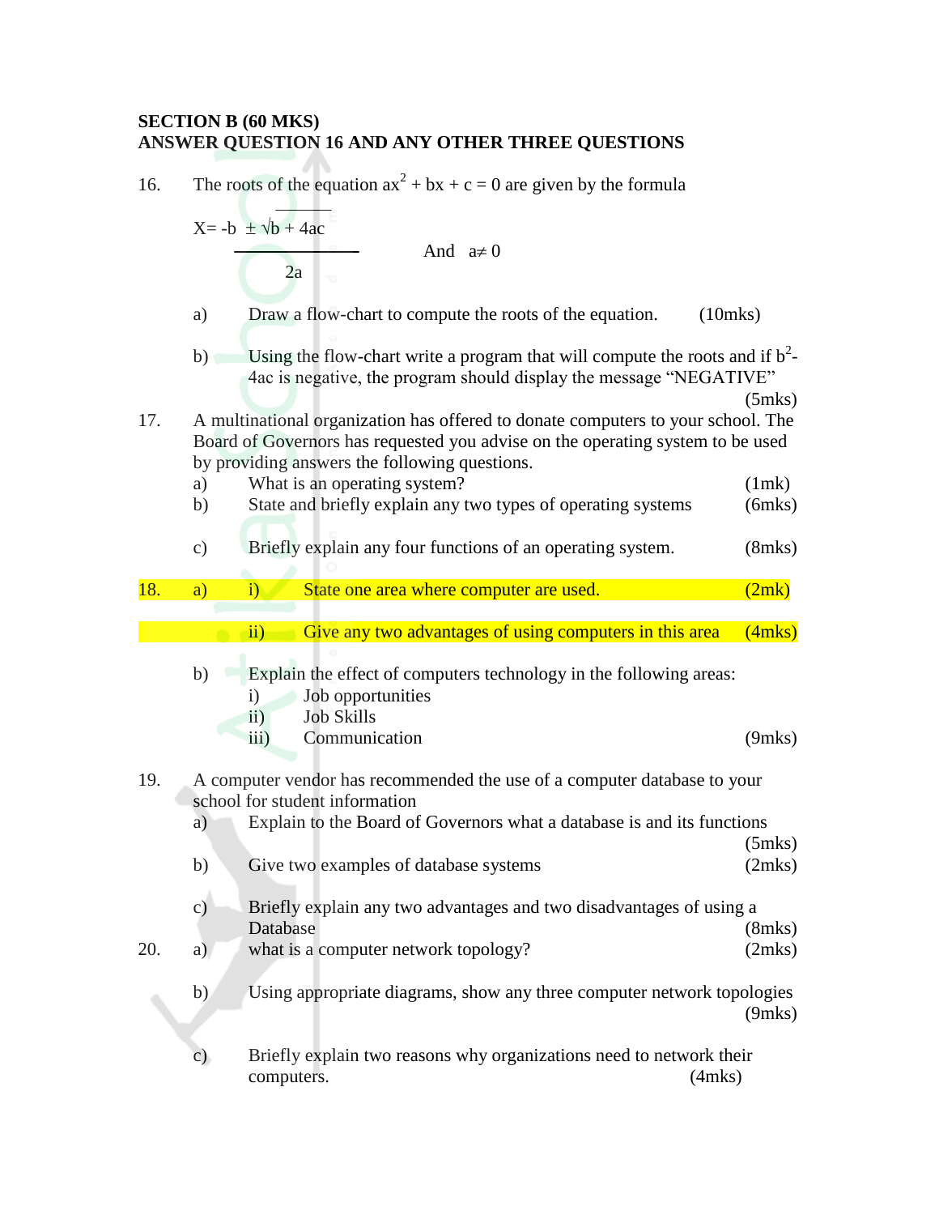**SECTION B (60 MKS)**
**ANSWER QUESTION 16 AND ANY OTHER THREE QUESTIONS**

16. The roots of the equation $ax^2 + bx + c = 0$ are given by the formula

$$X = \frac{-b \pm \sqrt{b + 4ac}}{2a} \quad \text{And } a \neq 0$$

a) Draw a flow-chart to compute the roots of the equation. (10mks)

b) Using the flow-chart write a program that will compute the roots and if $b^2-4ac$ is negative, the program should display the message "NEGATIVE" (5mks)

17. A multinational organization has offered to donate computers to your school. The Board of Governors has requested you advise on the operating system to be used by providing answers the following questions.

a) What is an operating system? (1mk)

b) State and briefly explain any two types of operating systems (6mks)

c) Briefly explain any four functions of an operating system. (8mks)

18. a) i) State one area where computer are used. (2mk)

ii) Give any two advantages of using computers in this area (4mks)

b) Explain the effect of computers technology in the following areas:

i) Job opportunities

ii) Job Skills

iii) Communication (9mks)

19. A computer vendor has recommended the use of a computer database to your school for student information

a) Explain to the Board of Governors what a database is and its functions (5mks)

b) Give two examples of database systems (2mks)

c) Briefly explain any two advantages and two disadvantages of using a Database (8mks)

20. a) what is a computer network topology? (2mks)

b) Using appropriate diagrams, show any three computer network topologies (9mks)

c) Briefly explain two reasons why organizations need to network their computers. (4mks)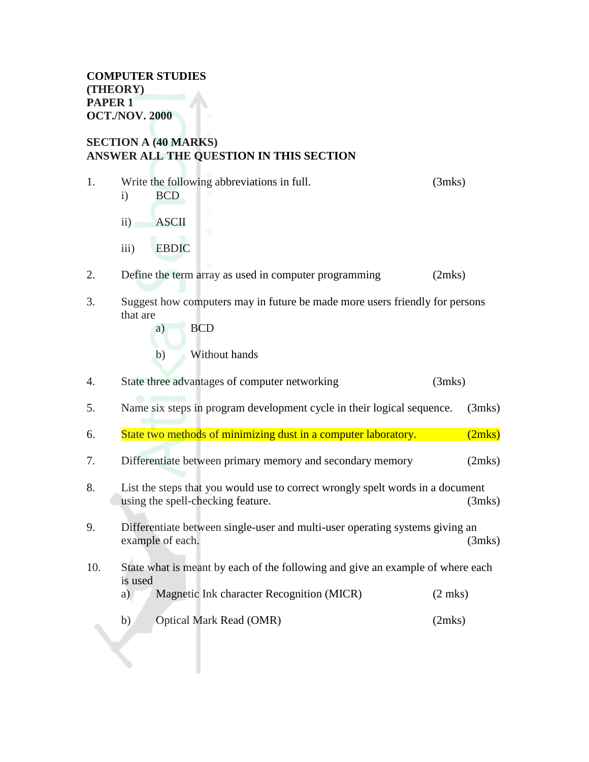**COMPUTER STUDIES**
**(THEORY)**
**PAPER 1**
**OCT./NOV. 2000**

**SECTION A (40 MARKS)**
**ANSWER ALL THE QUESTION IN THIS SECTION**

1. Write the following abbreviations in full. (3mks)
   i) BCD
   ii) ASCII
   iii) EBDIC

2. Define the term array as used in computer programming (2mks)

3. Suggest how computers may in future be made more users friendly for persons that are
   a) BCD
   b) Without hands

4. State three advantages of computer networking (3mks)

5. Name six steps in program development cycle in their logical sequence. (3mks)

6. State two methods of minimizing dust in a computer laboratory. (2mks)

7. Differentiate between primary memory and secondary memory (2mks)

8. List the steps that you would use to correct wrongly spelt words in a document using the spell-checking feature. (3mks)

9. Differentiate between single-user and multi-user operating systems giving an example of each. (3mks)

10. State what is meant by each of the following and give an example of where each is used
    a) Magnetic Ink character Recognition (MICR) (2 mks)
    b) Optical Mark Read (OMR) (2mks)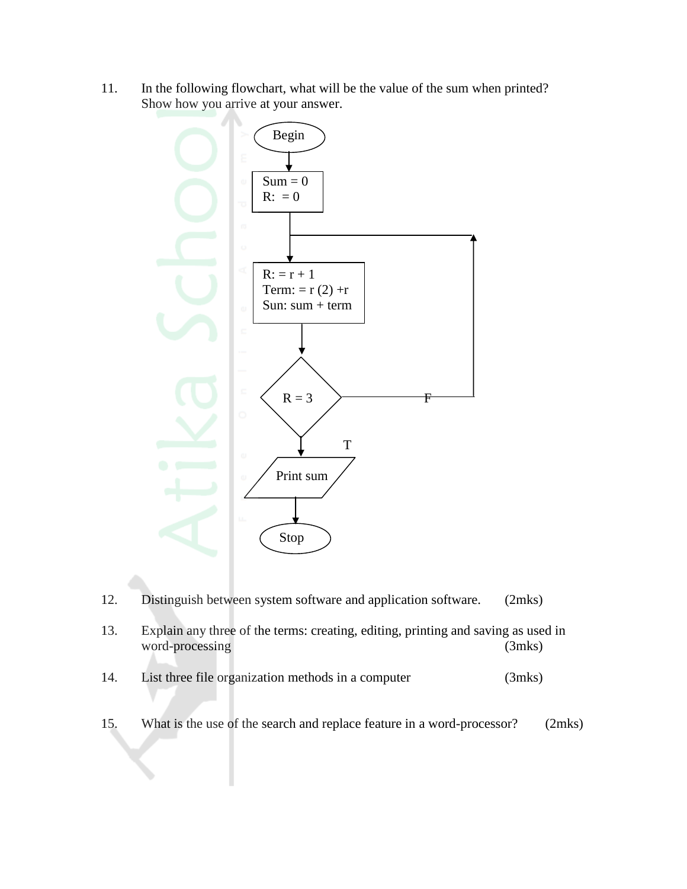11. In the following flowchart, what will be the value of the sum when printed? Show how you arrive at your answer.

```
Begin
  |
Sum = 0
R:  = 0
  |
  |<-------------------+
R: = r + 1             |
Term: = r (2) +r       |
Sun: sum + term        |
  |                    |
< R = 3 > ------F------+
  |
  T
Print sum
  |
Stop
```

12. Distinguish between system software and application software. (2mks)

13. Explain any three of the terms: creating, editing, printing and saving as used in word-processing (3mks)

14. List three file organization methods in a computer (3mks)

15. What is the use of the search and replace feature in a word-processor? (2mks)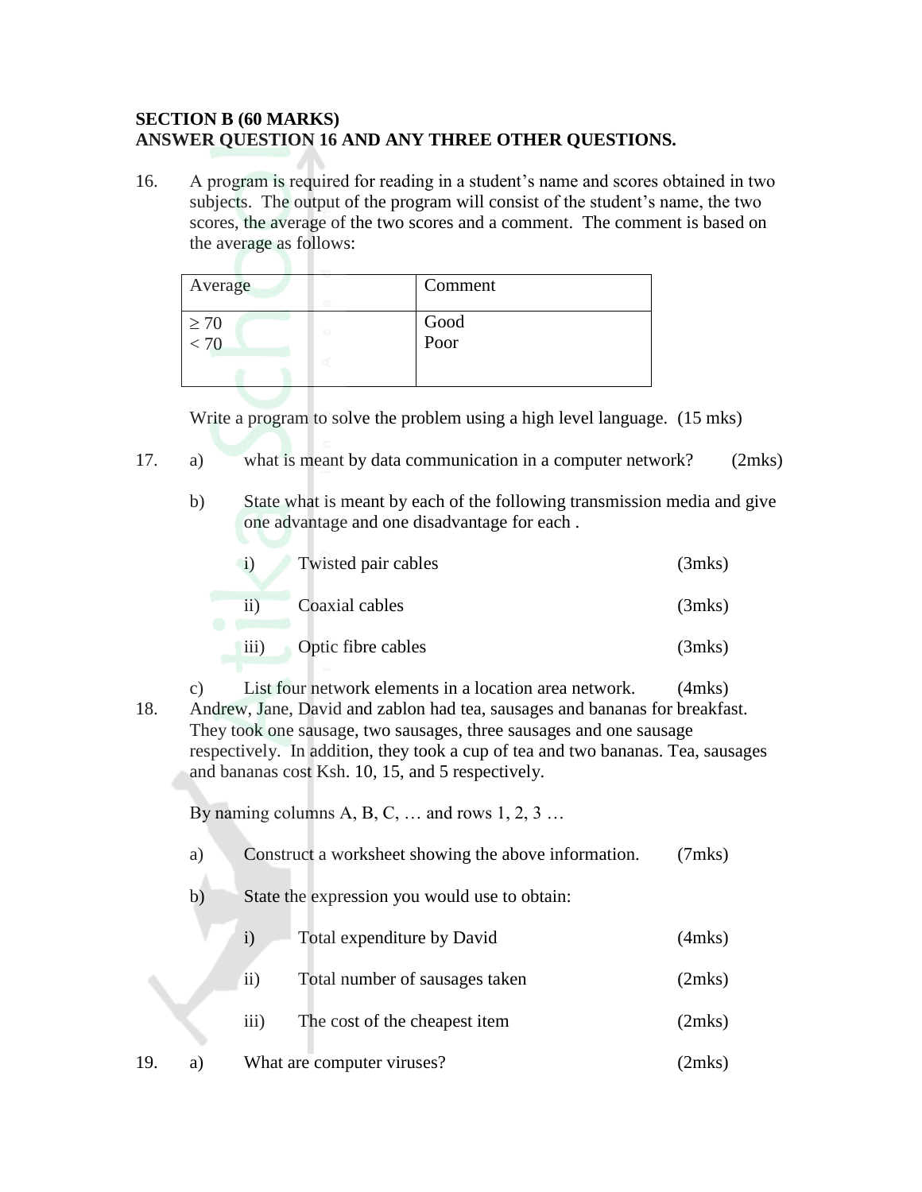**SECTION B (60 MARKS)**
**ANSWER QUESTION 16 AND ANY THREE OTHER QUESTIONS.**

16. A program is required for reading in a student's name and scores obtained in two subjects. The output of the program will consist of the student's name, the two scores, the average of the two scores and a comment. The comment is based on the average as follows:

| Average | Comment |
|---|---|
| $\geq 70$<br>$< 70$ | Good<br>Poor |

Write a program to solve the problem using a high level language. (15 mks)

17. a) what is meant by data communication in a computer network? (2mks)

    b) State what is meant by each of the following transmission media and give one advantage and one disadvantage for each .

      i) Twisted pair cables (3mks)

      ii) Coaxial cables (3mks)

      iii) Optic fibre cables (3mks)

    c) List four network elements in a location area network. (4mks)

18. Andrew, Jane, David and zablon had tea, sausages and bananas for breakfast. They took one sausage, two sausages, three sausages and one sausage respectively. In addition, they took a cup of tea and two bananas. Tea, sausages and bananas cost Ksh. 10, 15, and 5 respectively.

    By naming columns A, B, C, … and rows 1, 2, 3 …

    a) Construct a worksheet showing the above information. (7mks)

    b) State the expression you would use to obtain:

      i) Total expenditure by David (4mks)

      ii) Total number of sausages taken (2mks)

      iii) The cost of the cheapest item (2mks)

19. a) What are computer viruses? (2mks)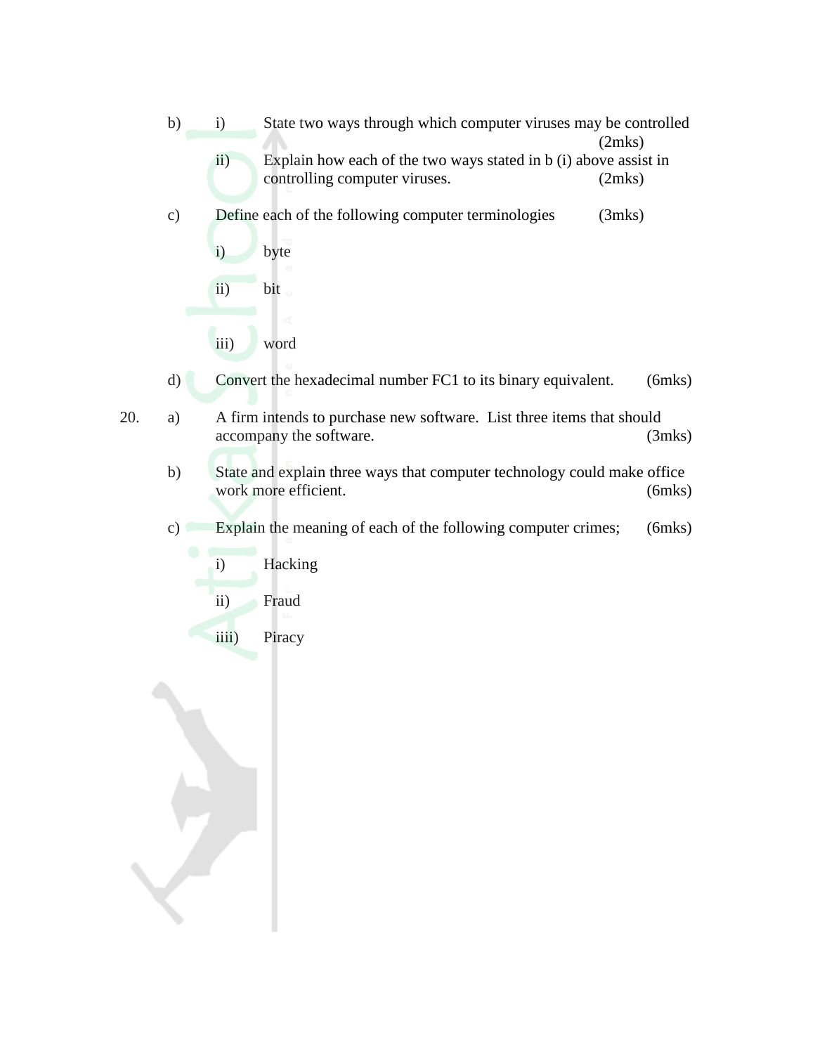b) i) State two ways through which computer viruses may be controlled (2mks)

ii) Explain how each of the two ways stated in b (i) above assist in controlling computer viruses. (2mks)

c) Define each of the following computer terminologies (3mks)

i) byte

ii) bit

iii) word

d) Convert the hexadecimal number FC1 to its binary equivalent. (6mks)

20. a) A firm intends to purchase new software. List three items that should accompany the software. (3mks)

b) State and explain three ways that computer technology could make office work more efficient. (6mks)

c) Explain the meaning of each of the following computer crimes; (6mks)

i) Hacking

ii) Fraud

iiii) Piracy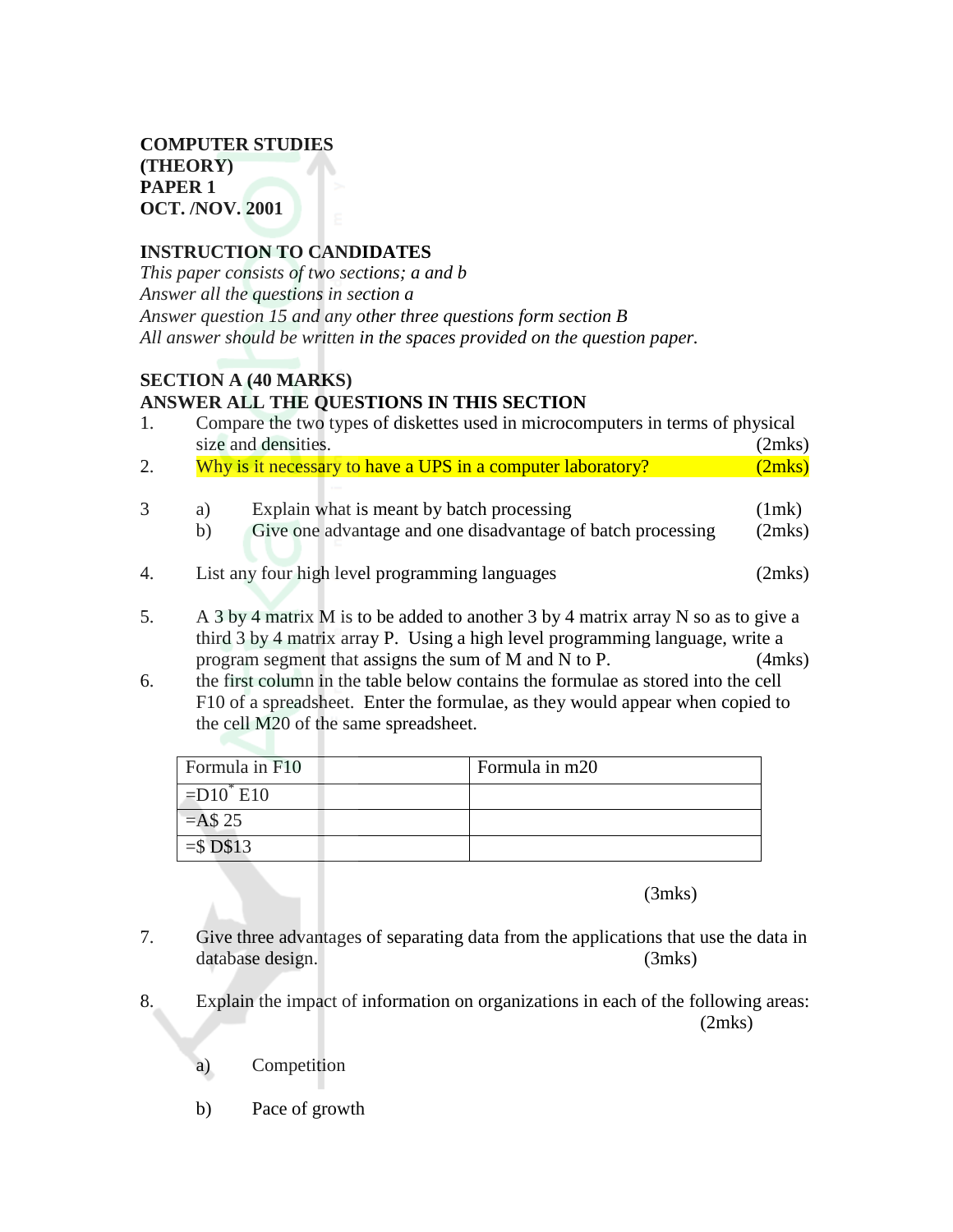**COMPUTER STUDIES**
**(THEORY)**
**PAPER 1**
**OCT. /NOV. 2001**

**INSTRUCTION TO CANDIDATES**

*This paper consists of two sections; a and b*
*Answer all the questions in section a*
*Answer question 15 and any other three questions form section B*
*All answer should be written in the spaces provided on the question paper.*

**SECTION A (40 MARKS)**
**ANSWER ALL THE QUESTIONS IN THIS SECTION**

1. Compare the two types of diskettes used in microcomputers in terms of physical size and densities. (2mks)
2. Why is it necessary to have a UPS in a computer laboratory? (2mks)
3. a) Explain what is meant by batch processing (1mk)
   b) Give one advantage and one disadvantage of batch processing (2mks)
4. List any four high level programming languages (2mks)
5. A 3 by 4 matrix M is to be added to another 3 by 4 matrix array N so as to give a third 3 by 4 matrix array P. Using a high level programming language, write a program segment that assigns the sum of M and N to P. (4mks)
6. the first column in the table below contains the formulae as stored into the cell F10 of a spreadsheet. Enter the formulae, as they would appear when copied to the cell M20 of the same spreadsheet.

| Formula in F10 | Formula in m20 |
|---|---|
| =D10* E10 | |
| =A$ 25 | |
| =$ D$13 | |

(3mks)

7. Give three advantages of separating data from the applications that use the data in database design. (3mks)
8. Explain the impact of information on organizations in each of the following areas: (2mks)

   a) Competition

   b) Pace of growth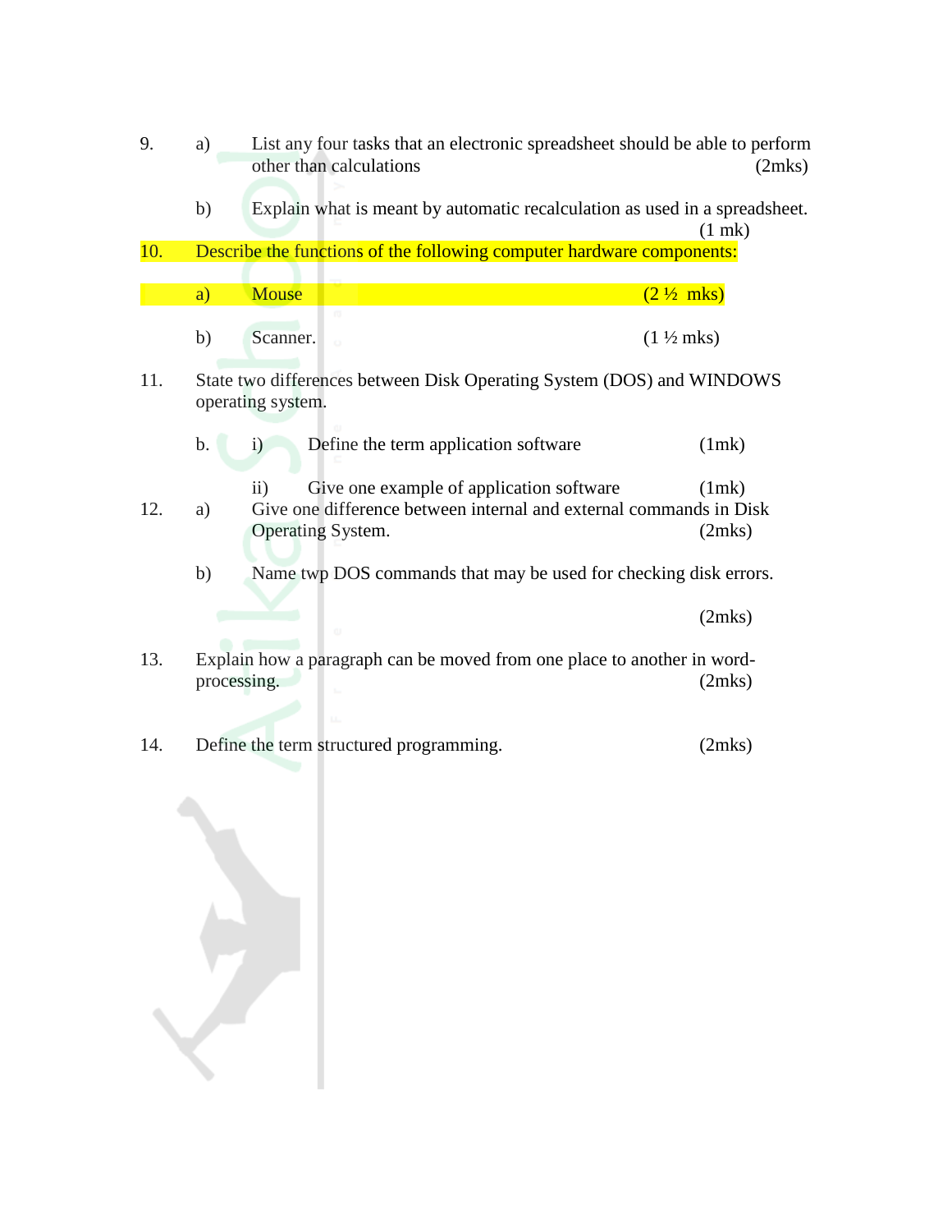9. a) List any four tasks that an electronic spreadsheet should be able to perform other than calculations (2mks)

   b) Explain what is meant by automatic recalculation as used in a spreadsheet. (1 mk)

10. Describe the functions of the following computer hardware components:

    a) Mouse (2 ½ mks)

    b) Scanner. (1 ½ mks)

11. State two differences between Disk Operating System (DOS) and WINDOWS operating system.

    b. i) Define the term application software (1mk)

       ii) Give one example of application software (1mk)

12. a) Give one difference between internal and external commands in Disk Operating System. (2mks)

    b) Name twp DOS commands that may be used for checking disk errors. (2mks)

13. Explain how a paragraph can be moved from one place to another in word-processing. (2mks)

14. Define the term structured programming. (2mks)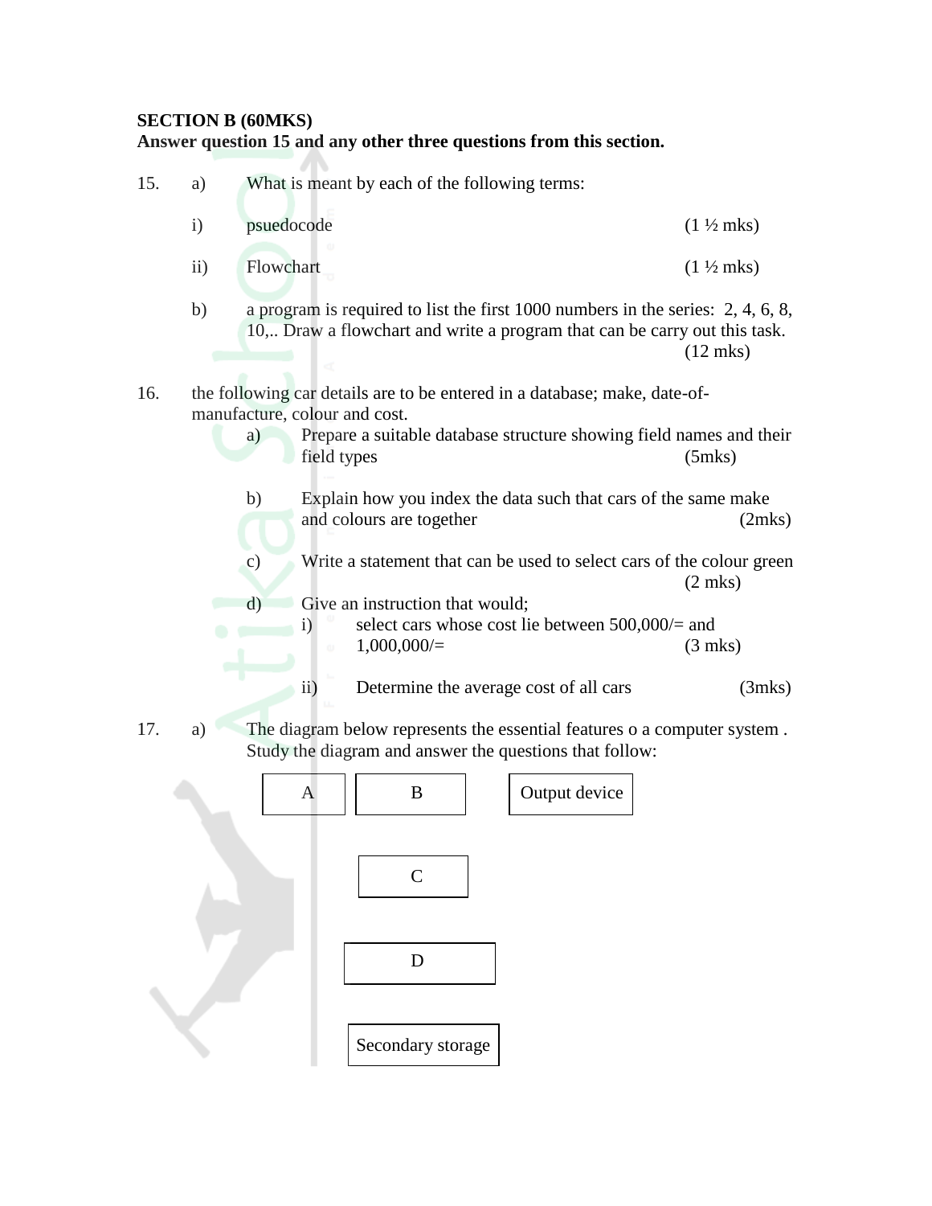**SECTION B (60MKS)**

**Answer question 15 and any other three questions from this section.**

15. a) What is meant by each of the following terms:

    i) psuedocode (1 ½ mks)

    ii) Flowchart (1 ½ mks)

    b) a program is required to list the first 1000 numbers in the series: 2, 4, 6, 8, 10,.. Draw a flowchart and write a program that can be carry out this task. (12 mks)

16. the following car details are to be entered in a database; make, date-of-manufacture, colour and cost.

    a) Prepare a suitable database structure showing field names and their field types (5mks)

    b) Explain how you index the data such that cars of the same make and colours are together (2mks)

    c) Write a statement that can be used to select cars of the colour green (2 mks)

    d) Give an instruction that would;

        i) select cars whose cost lie between 500,000/= and 1,000,000/= (3 mks)

        ii) Determine the average cost of all cars (3mks)

17. a) The diagram below represents the essential features o a computer system . Study the diagram and answer the questions that follow:

| A | B | | Output device |
|---|---|---|---|
| | C | | |
| | D | | |
| | Secondary storage | | |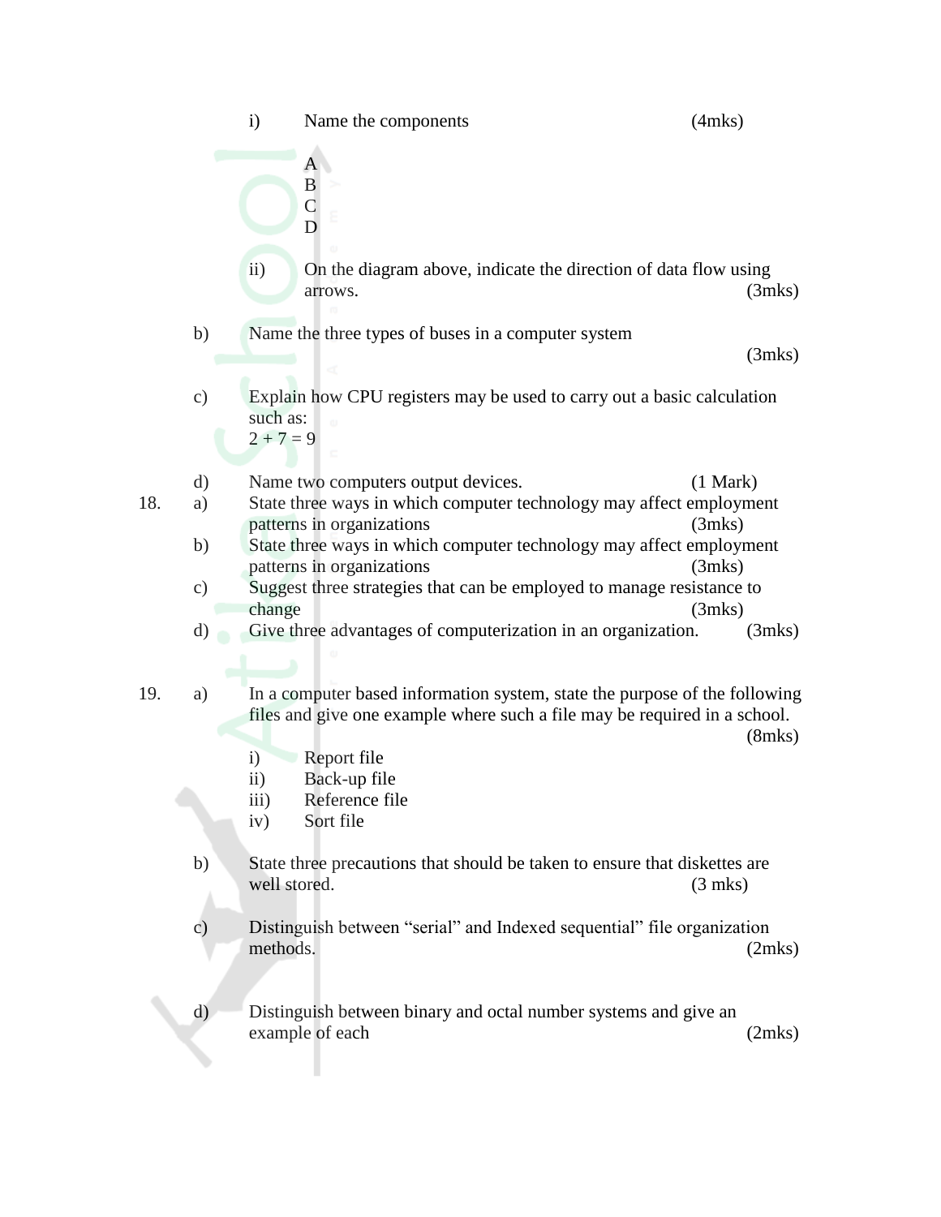i) Name the components (4mks)

A
B
C
D

ii) On the diagram above, indicate the direction of data flow using arrows. (3mks)

b) Name the three types of buses in a computer system (3mks)

c) Explain how CPU registers may be used to carry out a basic calculation such as:
2 + 7 = 9

d) Name two computers output devices. (1 Mark)

18. a) State three ways in which computer technology may affect employment patterns in organizations (3mks)

b) State three ways in which computer technology may affect employment patterns in organizations (3mks)

c) Suggest three strategies that can be employed to manage resistance to change (3mks)

d) Give three advantages of computerization in an organization. (3mks)

19. a) In a computer based information system, state the purpose of the following files and give one example where such a file may be required in a school. (8mks)

i) Report file
ii) Back-up file
iii) Reference file
iv) Sort file

b) State three precautions that should be taken to ensure that diskettes are well stored. (3 mks)

c) Distinguish between "serial" and Indexed sequential" file organization methods. (2mks)

d) Distinguish between binary and octal number systems and give an example of each (2mks)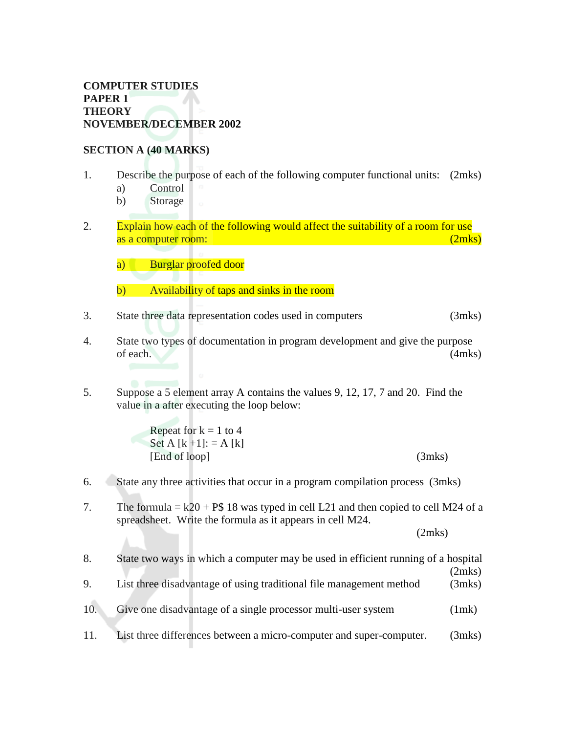**COMPUTER STUDIES**
**PAPER 1**
**THEORY**
**NOVEMBER/DECEMBER 2002**

**SECTION A (40 MARKS)**

1. Describe the purpose of each of the following computer functional units: (2mks)
   a) Control
   b) Storage

2. Explain how each of the following would affect the suitability of a room for use as a computer room: (2mks)

   a) Burglar proofed door

   b) Availability of taps and sinks in the room

3. State three data representation codes used in computers (3mks)

4. State two types of documentation in program development and give the purpose of each. (4mks)

5. Suppose a 5 element array A contains the values 9, 12, 17, 7 and 20. Find the value in a after executing the loop below:

   Repeat for k = 1 to 4
   Set A [k +1]: = A [k]
   [End of loop] (3mks)

6. State any three activities that occur in a program compilation process (3mks)

7. The formula = k20 + P$ 18 was typed in cell L21 and then copied to cell M24 of a spreadsheet. Write the formula as it appears in cell M24. (2mks)

8. State two ways in which a computer may be used in efficient running of a hospital (2mks)

9. List three disadvantage of using traditional file management method (3mks)

10. Give one disadvantage of a single processor multi-user system (1mk)

11. List three differences between a micro-computer and super-computer. (3mks)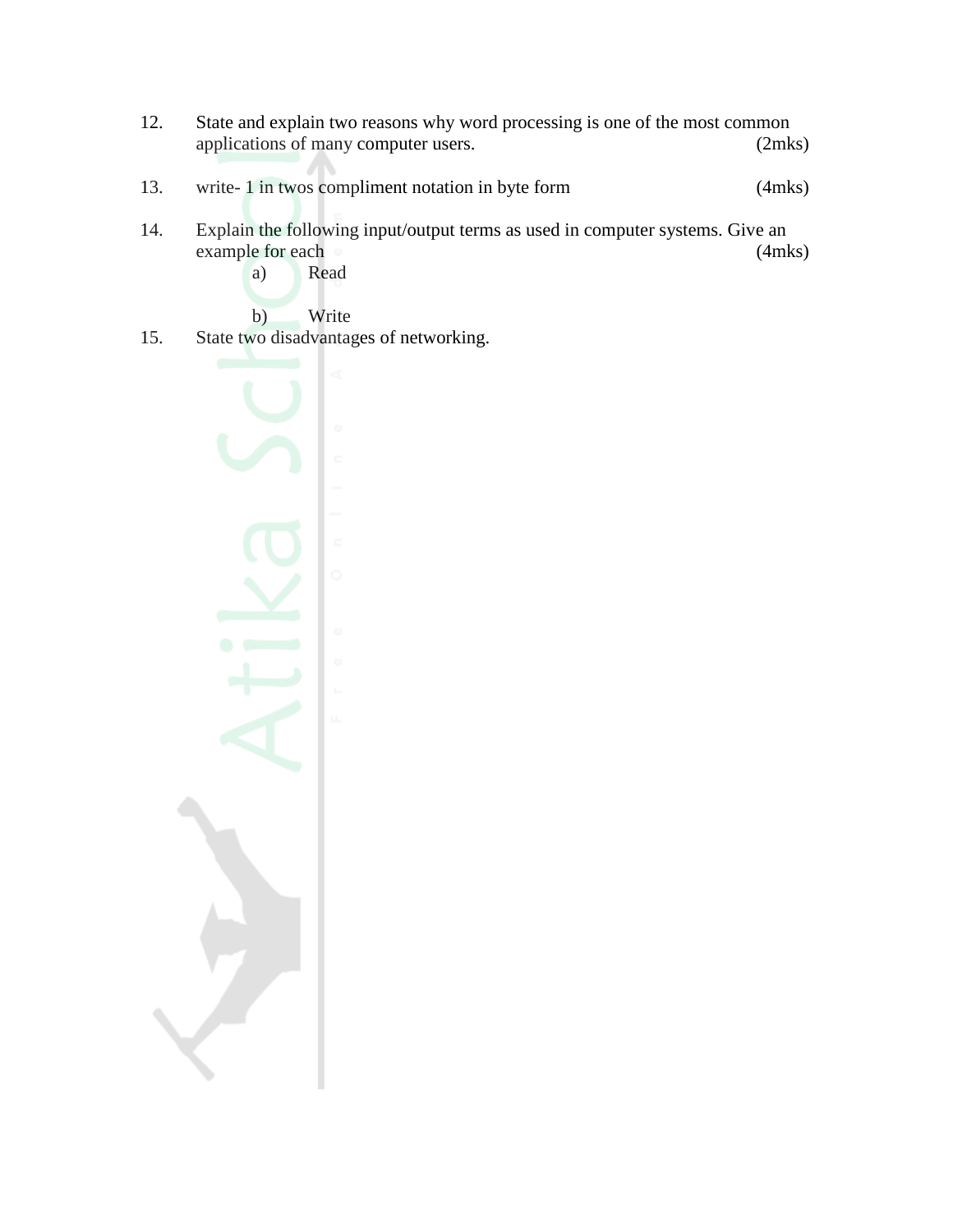12. State and explain two reasons why word processing is one of the most common applications of many computer users. (2mks)

13. write- 1 in twos compliment notation in byte form (4mks)

14. Explain the following input/output terms as used in computer systems. Give an example for each (4mks)
    a) Read

    b) Write

15. State two disadvantages of networking.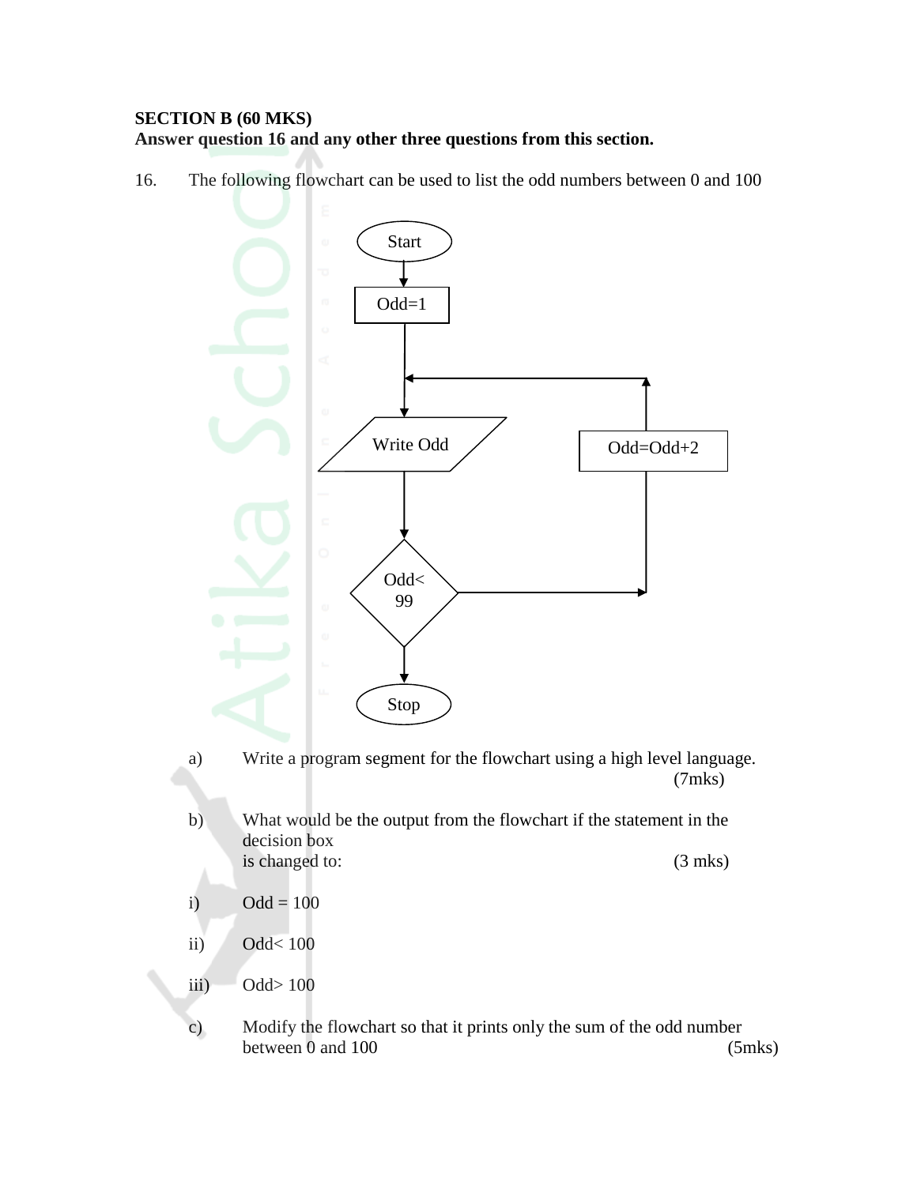**SECTION B (60 MKS)**
**Answer question 16 and any other three questions from this section.**

16. The following flowchart can be used to list the odd numbers between 0 and 100

Start

Odd=1

Write Odd

Odd=Odd+2

Odd< 99

Stop

a) Write a program segment for the flowchart using a high level language. (7mks)

b) What would be the output from the flowchart if the statement in the decision box is changed to: (3 mks)

i) Odd = 100

ii) Odd< 100

iii) Odd> 100

c) Modify the flowchart so that it prints only the sum of the odd number between 0 and 100 (5mks)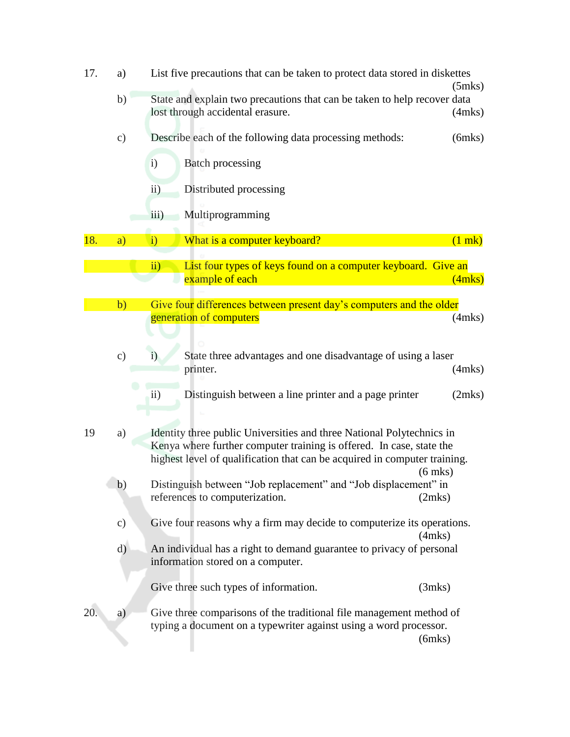17. a) List five precautions that can be taken to protect data stored in diskettes (5mks)

b) State and explain two precautions that can be taken to help recover data lost through accidental erasure. (4mks)

c) Describe each of the following data processing methods: (6mks)

i) Batch processing

ii) Distributed processing

iii) Multiprogramming

18. a) i) What is a computer keyboard? (1 mk)

ii) List four types of keys found on a computer keyboard. Give an example of each (4mks)

b) Give four differences between present day's computers and the older generation of computers (4mks)

c) i) State three advantages and one disadvantage of using a laser printer. (4mks)

ii) Distinguish between a line printer and a page printer (2mks)

19 a) Identity three public Universities and three National Polytechnics in Kenya where further computer training is offered. In case, state the highest level of qualification that can be acquired in computer training. (6 mks)

b) Distinguish between "Job replacement" and "Job displacement" in references to computerization. (2mks)

c) Give four reasons why a firm may decide to computerize its operations. (4mks)

d) An individual has a right to demand guarantee to privacy of personal information stored on a computer.

Give three such types of information. (3mks)

20. a) Give three comparisons of the traditional file management method of typing a document on a typewriter against using a word processor. (6mks)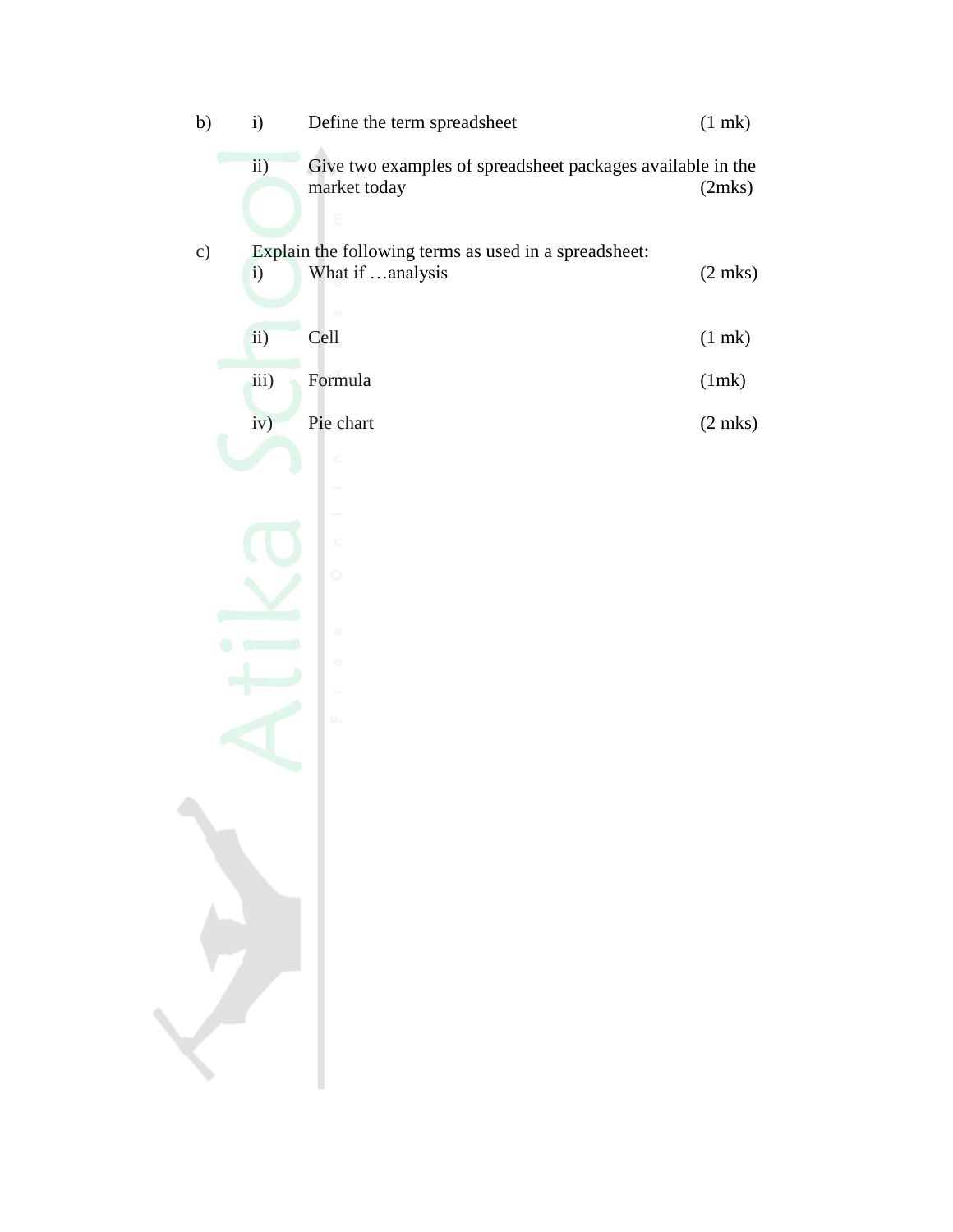b) i) Define the term spreadsheet (1 mk)

ii) Give two examples of spreadsheet packages available in the market today (2mks)

c) Explain the following terms as used in a spreadsheet:

i) What if …analysis (2 mks)

ii) Cell (1 mk)

iii) Formula (1mk)

iv) Pie chart (2 mks)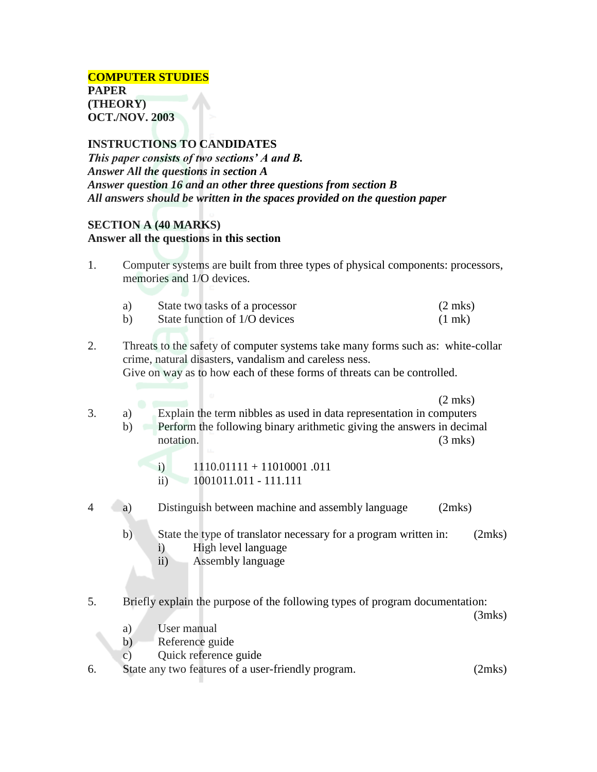**COMPUTER STUDIES**
**PAPER**
**(THEORY)**
**OCT./NOV. 2003**

**INSTRUCTIONS TO CANDIDATES**
***This paper consists of two sections' A and B.***
***Answer All the questions in section A***
***Answer question 16 and an other three questions from section B***
***All answers should be written in the spaces provided on the question paper***

**SECTION A (40 MARKS)**
**Answer all the questions in this section**

1. Computer systems are built from three types of physical components: processors, memories and 1/O devices.

   a) State two tasks of a processor (2 mks)
   b) State function of 1/O devices (1 mk)

2. Threats to the safety of computer systems take many forms such as: white-collar crime, natural disasters, vandalism and careless ness.
   Give on way as to how each of these forms of threats can be controlled.

   (2 mks)

3. a) Explain the term nibbles as used in data representation in computers
   b) Perform the following binary arithmetic giving the answers in decimal notation. (3 mks)

      i) 1110.01111 + 11010001 .011
      ii) 1001011.011 - 111.111

4 a) Distinguish between machine and assembly language (2mks)

   b) State the type of translator necessary for a program written in: (2mks)
      i) High level language
      ii) Assembly language

5. Briefly explain the purpose of the following types of program documentation: (3mks)

   a) User manual
   b) Reference guide
   c) Quick reference guide

6. State any two features of a user-friendly program. (2mks)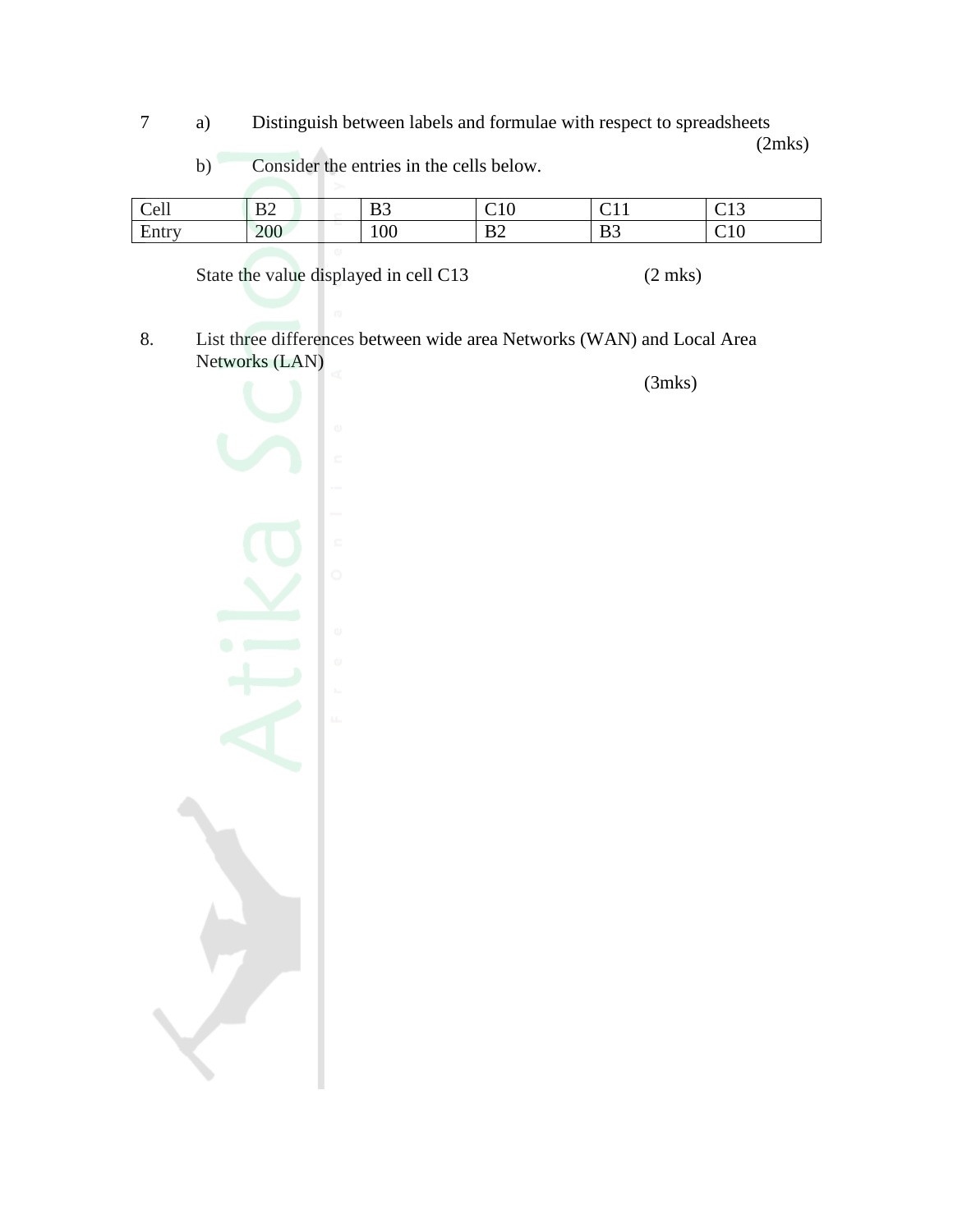7 a) Distinguish between labels and formulae with respect to spreadsheets (2mks)

b) Consider the entries in the cells below.

| Cell | B2 | B3 | C10 | C11 | C13 |
|---|---|---|---|---|---|
| Entry | 200 | 100 | B2 | B3 | C10 |

State the value displayed in cell C13 (2 mks)

8. List three differences between wide area Networks (WAN) and Local Area Networks (LAN) (3mks)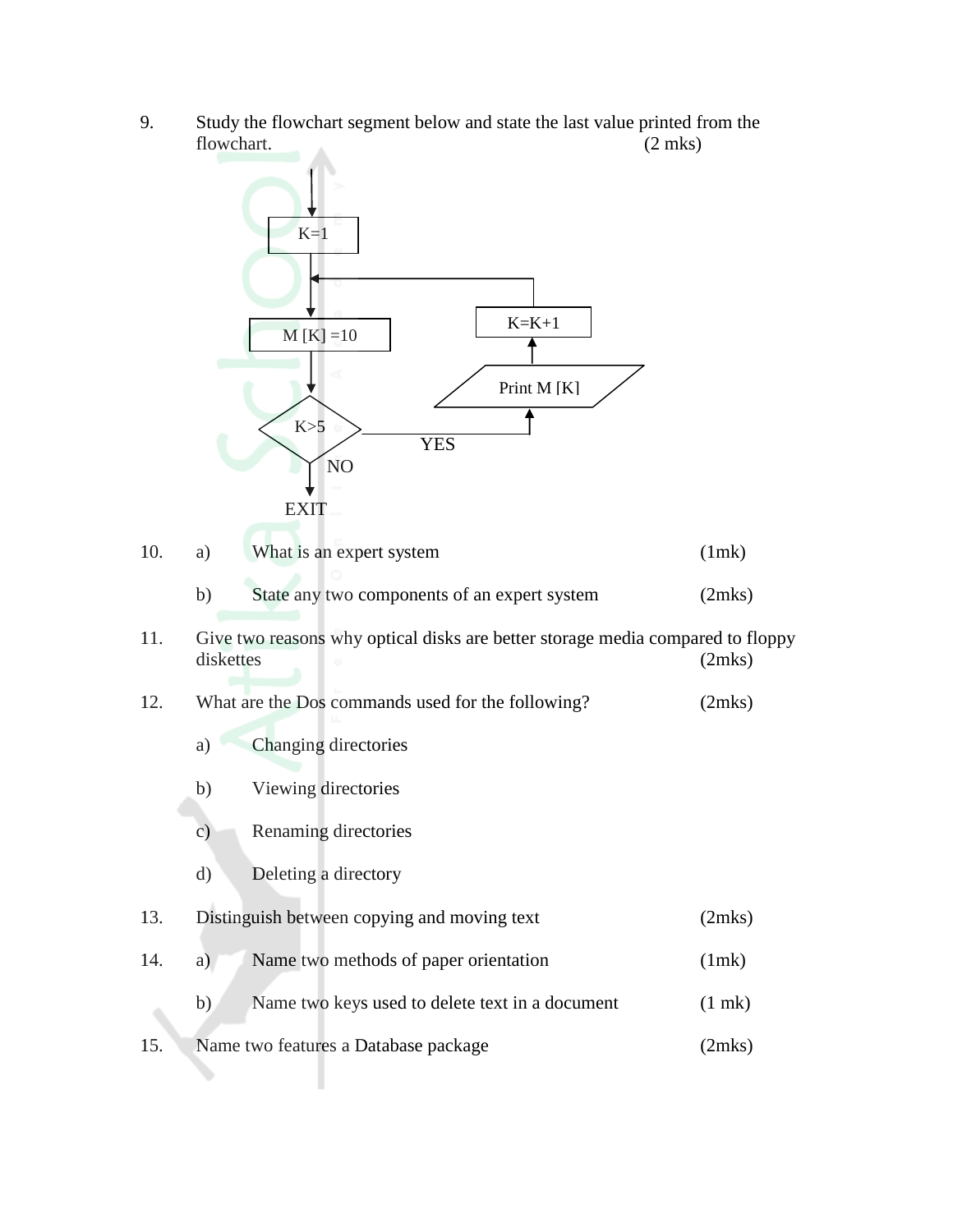9. Study the flowchart segment below and state the last value printed from the flowchart. (2 mks)

K=1

M [K] =10

K>5

YES

NO

EXIT

Print M [K]

K=K+1

10. a) What is an expert system (1mk)

    b) State any two components of an expert system (2mks)

11. Give two reasons why optical disks are better storage media compared to floppy diskettes (2mks)

12. What are the Dos commands used for the following? (2mks)

    a) Changing directories

    b) Viewing directories

    c) Renaming directories

    d) Deleting a directory

13. Distinguish between copying and moving text (2mks)

14. a) Name two methods of paper orientation (1mk)

    b) Name two keys used to delete text in a document (1 mk)

15. Name two features a Database package (2mks)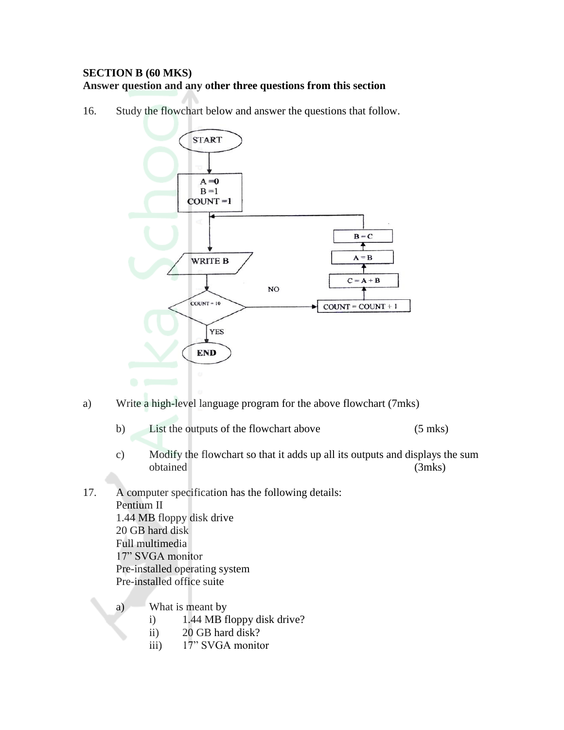**SECTION B (60 MKS)**
**Answer question and any other three questions from this section**

16. Study the flowchart below and answer the questions that follow.

START

A = 0
B = 1
COUNT = 1

WRITE B

COUNT = 10

NO

YES

END

COUNT = COUNT + 1

C = A + B

A = B

B = C

a) Write a high-level language program for the above flowchart (7mks)

b) List the outputs of the flowchart above (5 mks)

c) Modify the flowchart so that it adds up all its outputs and displays the sum obtained (3mks)

17. A computer specification has the following details:
Pentium II
1.44 MB floppy disk drive
20 GB hard disk
Full multimedia
17" SVGA monitor
Pre-installed operating system
Pre-installed office suite

a) What is meant by
   i) 1.44 MB floppy disk drive?
   ii) 20 GB hard disk?
   iii) 17" SVGA monitor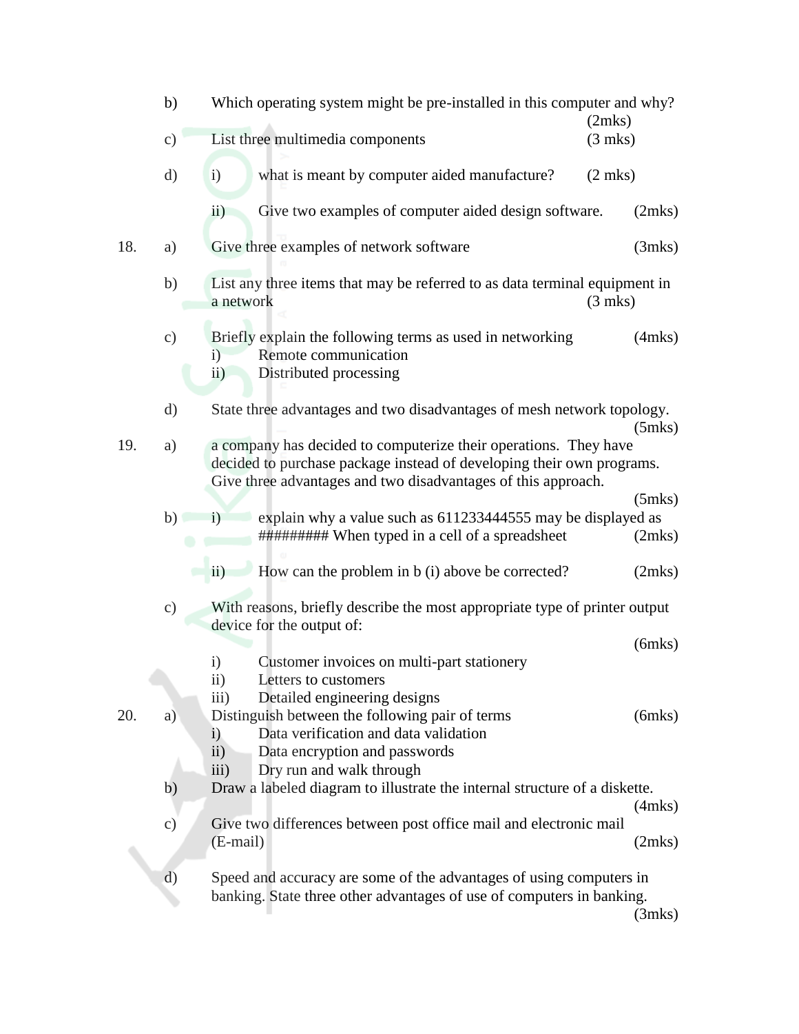b) Which operating system might be pre-installed in this computer and why? (2mks)

c) List three multimedia components (3 mks)

d) i) what is meant by computer aided manufacture? (2 mks)

ii) Give two examples of computer aided design software. (2mks)

18. a) Give three examples of network software (3mks)

b) List any three items that may be referred to as data terminal equipment in a network (3 mks)

c) Briefly explain the following terms as used in networking (4mks)
   - i) Remote communication
   - ii) Distributed processing

d) State three advantages and two disadvantages of mesh network topology. (5mks)

19. a) a company has decided to computerize their operations. They have decided to purchase package instead of developing their own programs. Give three advantages and two disadvantages of this approach. (5mks)

b) i) explain why a value such as 611233444555 may be displayed as ######### When typed in a cell of a spreadsheet (2mks)

ii) How can the problem in b (i) above be corrected? (2mks)

c) With reasons, briefly describe the most appropriate type of printer output device for the output of: (6mks)
   - i) Customer invoices on multi-part stationery
   - ii) Letters to customers
   - iii) Detailed engineering designs

20. a) Distinguish between the following pair of terms (6mks)
   - i) Data verification and data validation
   - ii) Data encryption and passwords
   - iii) Dry run and walk through

b) Draw a labeled diagram to illustrate the internal structure of a diskette. (4mks)

c) Give two differences between post office mail and electronic mail (E-mail) (2mks)

d) Speed and accuracy are some of the advantages of using computers in banking. State three other advantages of use of computers in banking. (3mks)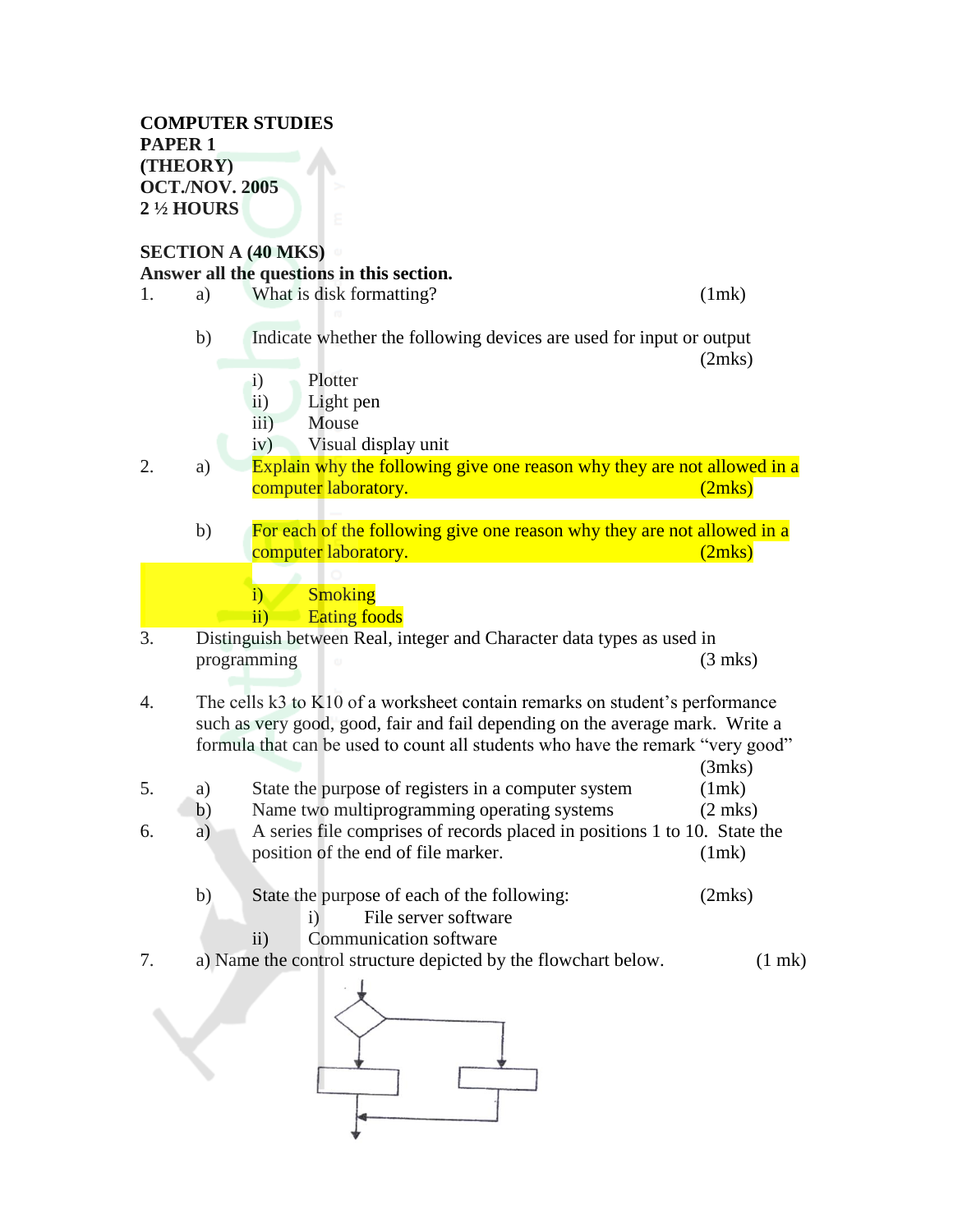**COMPUTER STUDIES**
**PAPER 1**
**(THEORY)**
**OCT./NOV. 2005**
**2 ½ HOURS**

**SECTION A (40 MKS)**
**Answer all the questions in this section.**

1. a) What is disk formatting? (1mk)

   b) Indicate whether the following devices are used for input or output (2mks)
      - i) Plotter
      - ii) Light pen
      - iii) Mouse
      - iv) Visual display unit

2. a) Explain why the following give one reason why they are not allowed in a computer laboratory. (2mks)

   b) For each of the following give one reason why they are not allowed in a computer laboratory. (2mks)
      - i) Smoking
      - ii) Eating foods

3. Distinguish between Real, integer and Character data types as used in programming (3 mks)

4. The cells k3 to K10 of a worksheet contain remarks on student's performance such as very good, good, fair and fail depending on the average mark. Write a formula that can be used to count all students who have the remark "very good" (3mks)

5. a) State the purpose of registers in a computer system (1mk)
   b) Name two multiprogramming operating systems (2 mks)

6. a) A series file comprises of records placed in positions 1 to 10. State the position of the end of file marker. (1mk)

   b) State the purpose of each of the following: (2mks)
      - i) File server software
      - ii) Communication software

7. a) Name the control structure depicted by the flowchart below. (1 mk)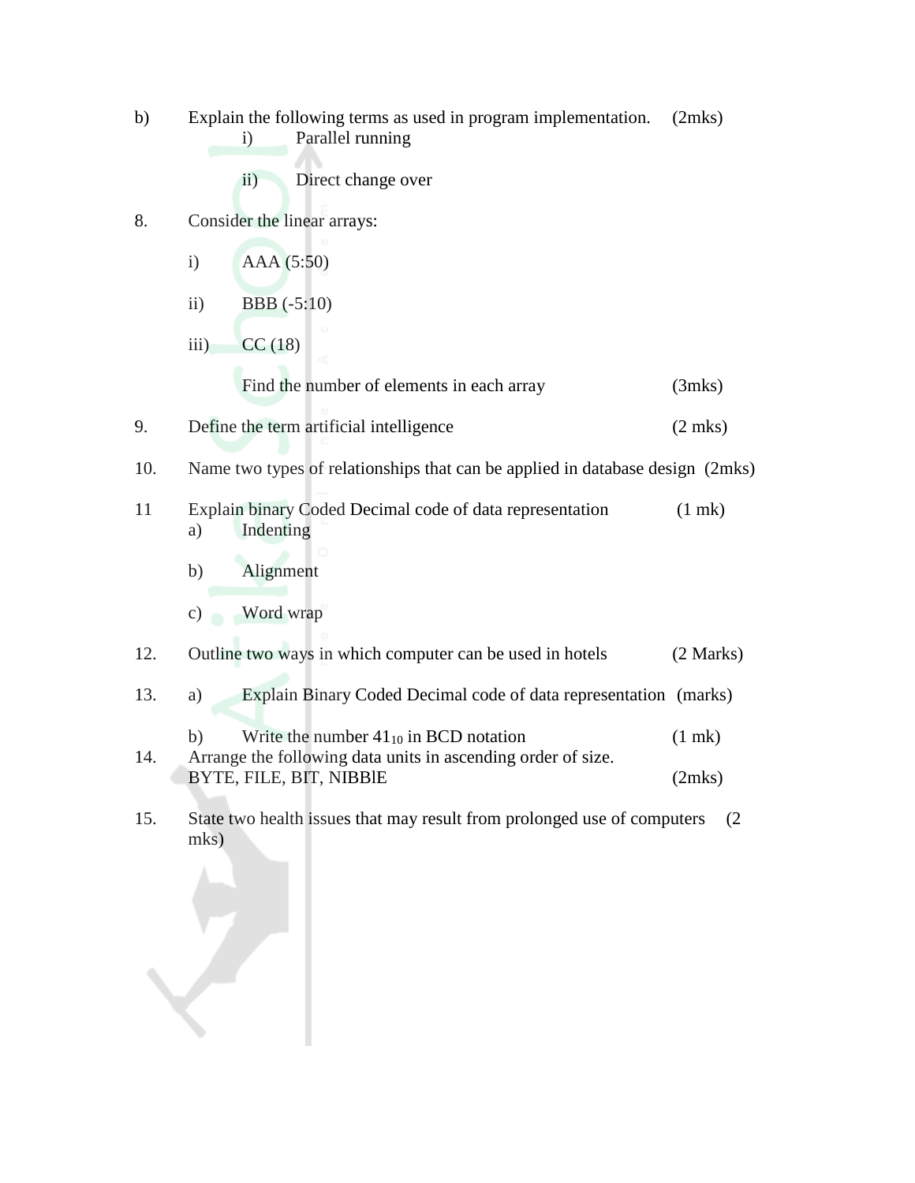b) Explain the following terms as used in program implementation. (2mks)

   i) Parallel running

   ii) Direct change over

8. Consider the linear arrays:

   i) AAA (5:50)

   ii) BBB (-5:10)

   iii) CC (18)

   Find the number of elements in each array (3mks)

9. Define the term artificial intelligence (2 mks)

10. Name two types of relationships that can be applied in database design (2mks)

11 Explain binary Coded Decimal code of data representation (1 mk)

   a) Indenting

   b) Alignment

   c) Word wrap

12. Outline two ways in which computer can be used in hotels (2 Marks)

13. a) Explain Binary Coded Decimal code of data representation (marks)

   b) Write the number $41_{10}$ in BCD notation (1 mk)

14. Arrange the following data units in ascending order of size.
   BYTE, FILE, BIT, NIBBlE (2mks)

15. State two health issues that may result from prolonged use of computers (2 mks)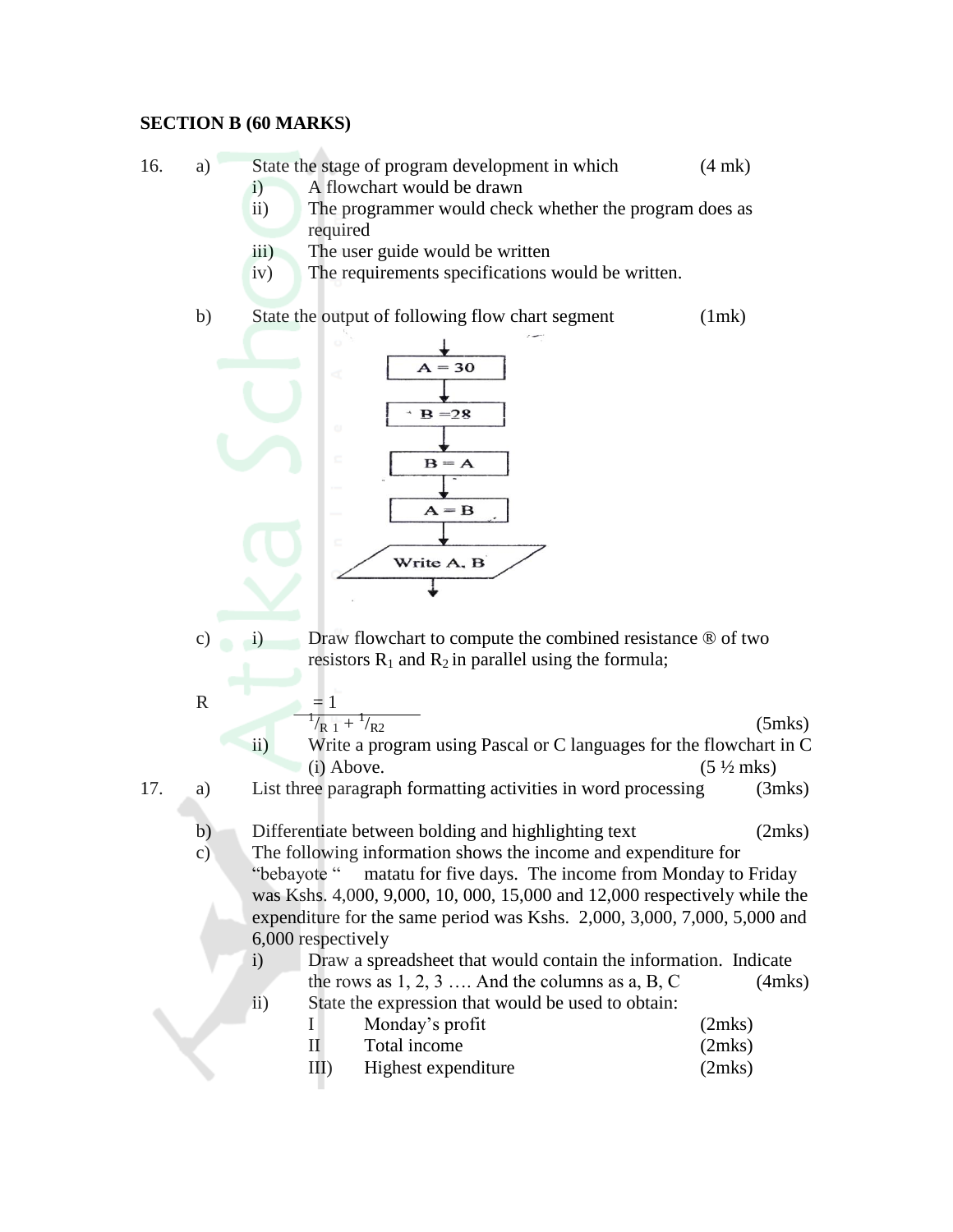## SECTION B (60 MARKS)

16. a) State the stage of program development in which (4 mk)

   i) A flowchart would be drawn

   ii) The programmer would check whether the program does as required

   iii) The user guide would be written

   iv) The requirements specifications would be written.

   b) State the output of following flow chart segment (1mk)

   A = 30 → B =28 → B = A → A = B → Write A, B

   c) i) Draw flowchart to compute the combined resistance ® of two resistors $R_1$ and $R_2$ in parallel using the formula;

   $$R = \frac{1}{{}^{1}/_{R1} + {}^{1}/_{R2}}$$ (5mks)

   ii) Write a program using Pascal or C languages for the flowchart in C (i) Above. (5 ½ mks)

17. a) List three paragraph formatting activities in word processing (3mks)

   b) Differentiate between bolding and highlighting text (2mks)

   c) The following information shows the income and expenditure for "bebayote " matatu for five days. The income from Monday to Friday was Kshs. 4,000, 9,000, 10, 000, 15,000 and 12,000 respectively while the expenditure for the same period was Kshs. 2,000, 3,000, 7,000, 5,000 and 6,000 respectively

   i) Draw a spreadsheet that would contain the information. Indicate the rows as 1, 2, 3 …. And the columns as a, B, C (4mks)

   ii) State the expression that would be used to obtain:

      I Monday's profit (2mks)

      II Total income (2mks)

      III) Highest expenditure (2mks)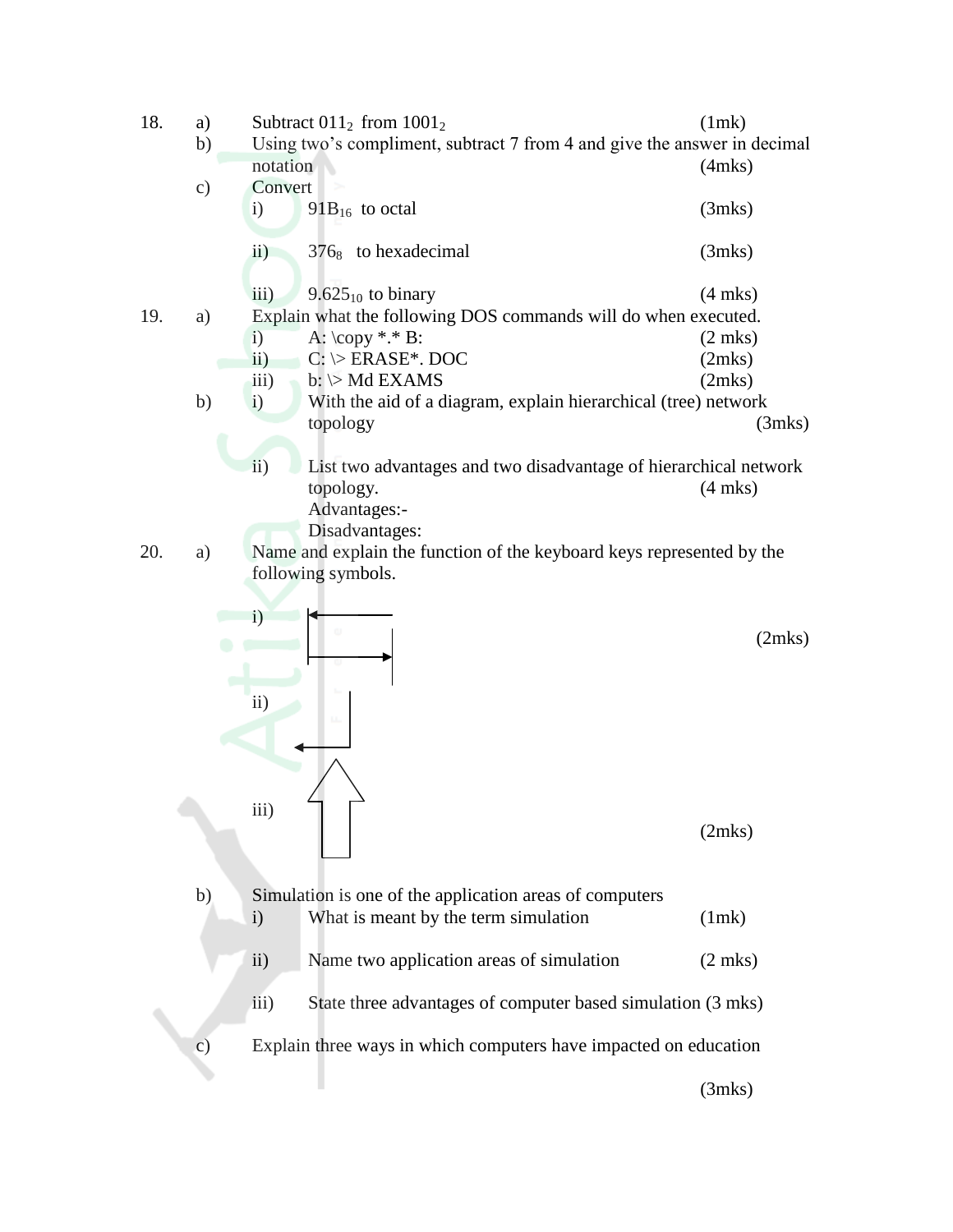18. a) Subtract $011_2$ from $1001_2$ (1mk)

b) Using two's compliment, subtract 7 from 4 and give the answer in decimal notation (4mks)

c) Convert

i) $91B_{16}$ to octal (3mks)

ii) $376_8$ to hexadecimal (3mks)

iii) $9.625_{10}$ to binary (4 mks)

19. a) Explain what the following DOS commands will do when executed.

i) A: \copy *.* B: (2 mks)

ii) C: \> ERASE*. DOC (2mks)

iii) b: \> Md EXAMS (2mks)

b) i) With the aid of a diagram, explain hierarchical (tree) network topology (3mks)

ii) List two advantages and two disadvantage of hierarchical network topology. (4 mks)

Advantages:-

Disadvantages:

20. a) Name and explain the function of the keyboard keys represented by the following symbols.

i) (2mks)

ii)

iii) (2mks)

b) Simulation is one of the application areas of computers

i) What is meant by the term simulation (1mk)

ii) Name two application areas of simulation (2 mks)

iii) State three advantages of computer based simulation (3 mks)

c) Explain three ways in which computers have impacted on education (3mks)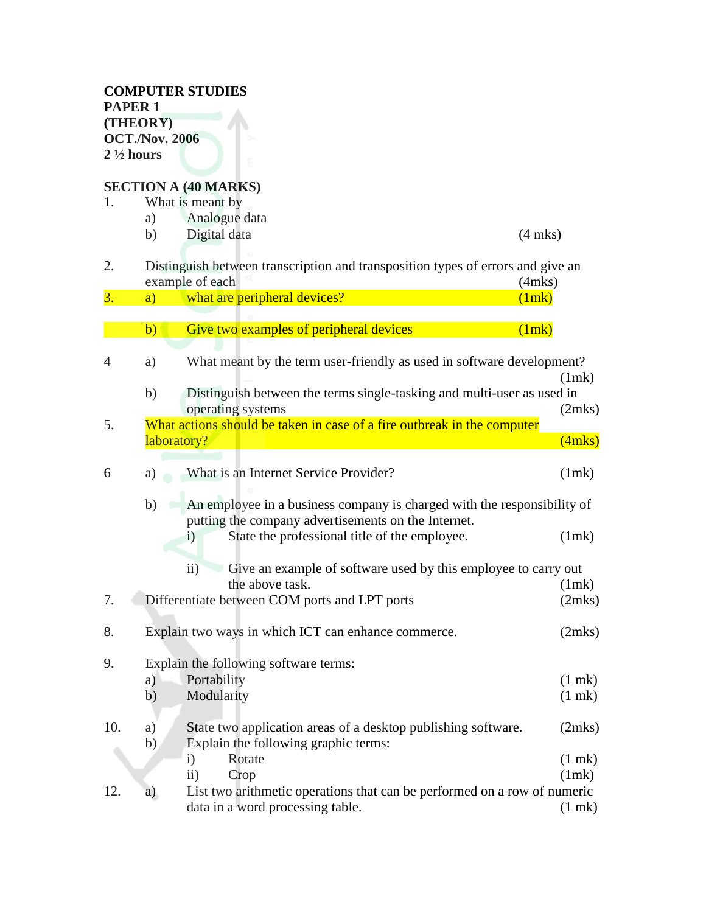**COMPUTER STUDIES**
**PAPER 1**
**(THEORY)**
**OCT./Nov. 2006**
**2 ½ hours**

**SECTION A (40 MARKS)**

1. What is meant by
   a) Analogue data
   b) Digital data (4 mks)

2. Distinguish between transcription and transposition types of errors and give an example of each (4mks)

3. a) what are peripheral devices? (1mk)

   b) Give two examples of peripheral devices (1mk)

4 a) What meant by the term user-friendly as used in software development? (1mk)
   b) Distinguish between the terms single-tasking and multi-user as used in operating systems (2mks)

5. What actions should be taken in case of a fire outbreak in the computer laboratory? (4mks)

6 a) What is an Internet Service Provider? (1mk)

   b) An employee in a business company is charged with the responsibility of putting the company advertisements on the Internet.
      i) State the professional title of the employee. (1mk)

      ii) Give an example of software used by this employee to carry out the above task. (1mk)

7. Differentiate between COM ports and LPT ports (2mks)

8. Explain two ways in which ICT can enhance commerce. (2mks)

9. Explain the following software terms:
   a) Portability (1 mk)
   b) Modularity (1 mk)

10. a) State two application areas of a desktop publishing software. (2mks)
    b) Explain the following graphic terms:
       i) Rotate (1 mk)
       ii) Crop (1mk)

12. a) List two arithmetic operations that can be performed on a row of numeric data in a word processing table. (1 mk)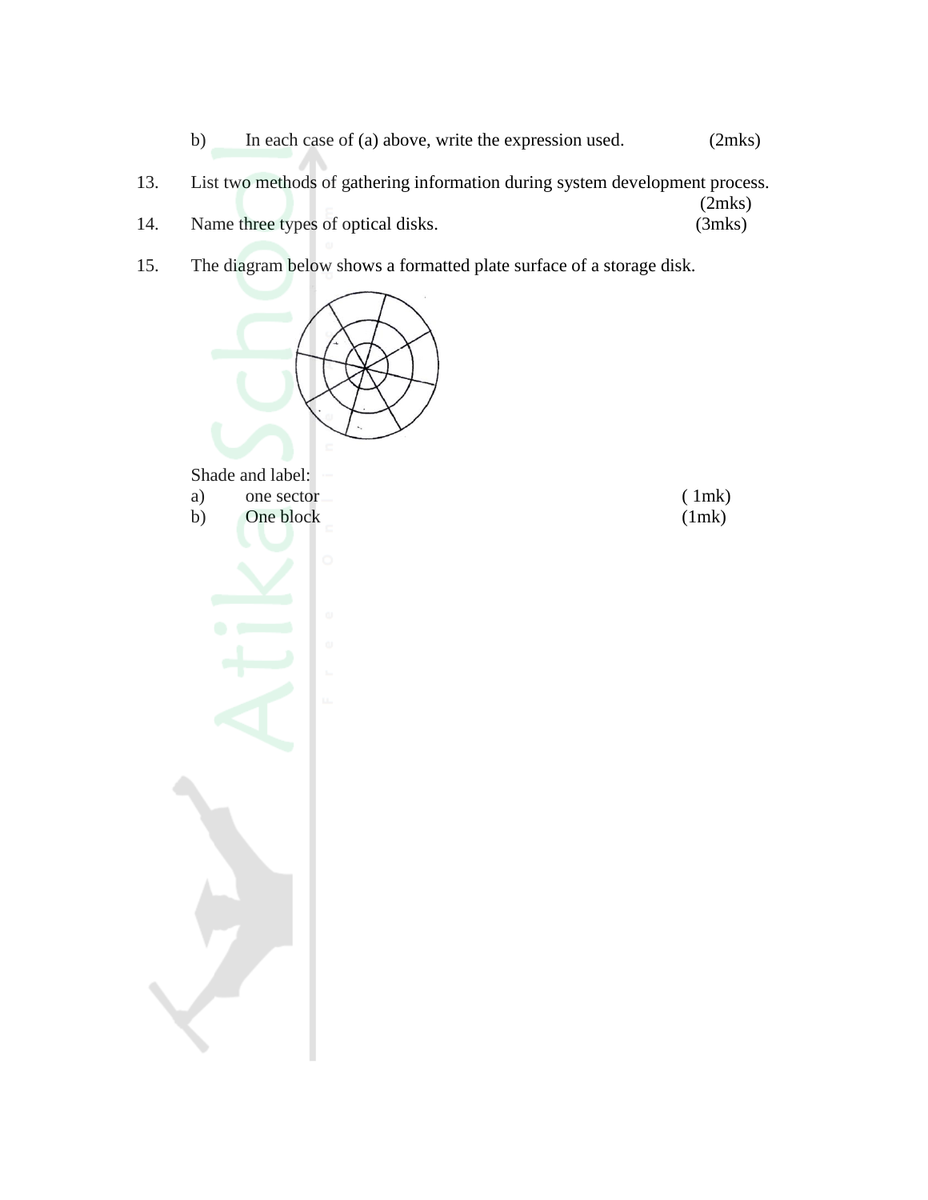b) In each case of (a) above, write the expression used. (2mks)

13. List two methods of gathering information during system development process. (2mks)

14. Name three types of optical disks. (3mks)

15. The diagram below shows a formatted plate surface of a storage disk.

Shade and label:

a) one sector ( 1mk)

b) One block (1mk)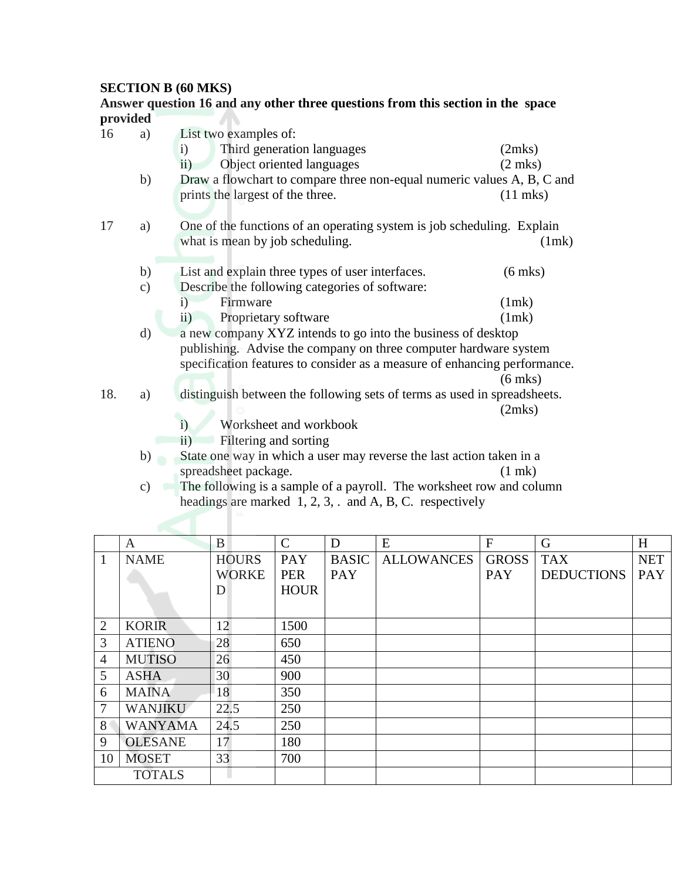**SECTION B (60 MKS)**

**Answer question 16 and any other three questions from this section in the space provided**

16 a) List two examples of:

i) Third generation languages (2mks)

ii) Object oriented languages (2 mks)

b) Draw a flowchart to compare three non-equal numeric values A, B, C and prints the largest of the three. (11 mks)

17 a) One of the functions of an operating system is job scheduling. Explain what is mean by job scheduling. (1mk)

b) List and explain three types of user interfaces. (6 mks)

c) Describe the following categories of software:

i) Firmware (1mk)

ii) Proprietary software (1mk)

d) a new company XYZ intends to go into the business of desktop publishing. Advise the company on three computer hardware system specification features to consider as a measure of enhancing performance. (6 mks)

18. a) distinguish between the following sets of terms as used in spreadsheets. (2mks)

i) Worksheet and workbook

ii) Filtering and sorting

b) State one way in which a user may reverse the last action taken in a spreadsheet package. (1 mk)

c) The following is a sample of a payroll. The worksheet row and column headings are marked 1, 2, 3, . and A, B, C. respectively

| | A | B | C | D | E | F | G | H |
|---|---|---|---|---|---|---|---|---|
| 1 | NAME | HOURS WORKED | PAY PER HOUR | BASIC PAY | ALLOWANCES | GROSS PAY | TAX DEDUCTIONS | NET PAY |
| 2 | KORIR | 12 | 1500 | | | | | |
| 3 | ATIENO | 28 | 650 | | | | | |
| 4 | MUTISO | 26 | 450 | | | | | |
| 5 | ASHA | 30 | 900 | | | | | |
| 6 | MAINA | 18 | 350 | | | | | |
| 7 | WANJIKU | 22.5 | 250 | | | | | |
| 8 | WANYAMA | 24.5 | 250 | | | | | |
| 9 | OLESANE | 17 | 180 | | | | | |
| 10 | MOSET | 33 | 700 | | | | | |
| TOTALS | | | | | | | | |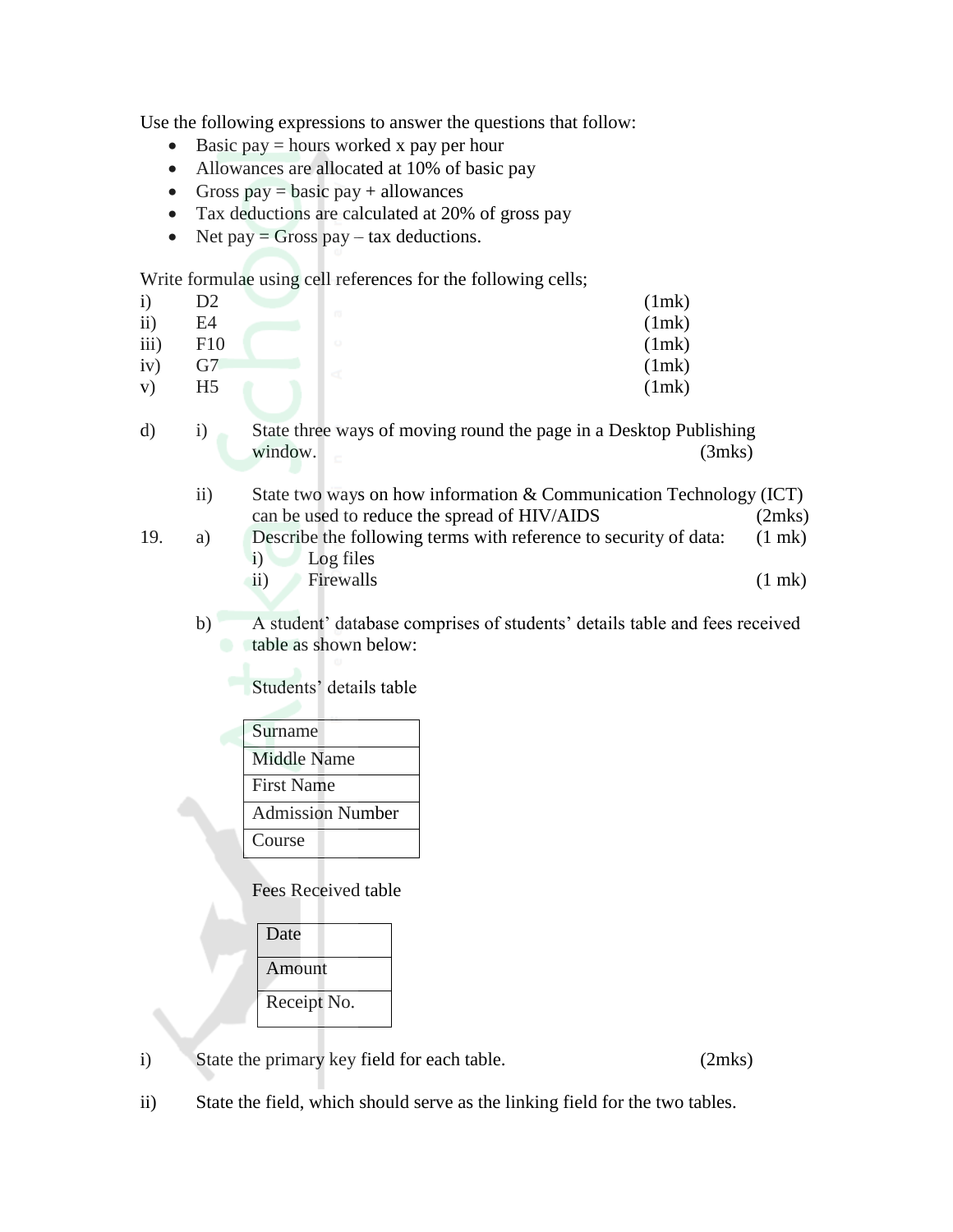Use the following expressions to answer the questions that follow:

- Basic pay = hours worked x pay per hour
- Allowances are allocated at 10% of basic pay
- Gross pay = basic pay + allowances
- Tax deductions are calculated at 20% of gross pay
- Net pay = Gross pay – tax deductions.

Write formulae using cell references for the following cells;

i) D2 (1mk)
ii) E4 (1mk)
iii) F10 (1mk)
iv) G7 (1mk)
v) H5 (1mk)

d) i) State three ways of moving round the page in a Desktop Publishing window. (3mks)

ii) State two ways on how information & Communication Technology (ICT) can be used to reduce the spread of HIV/AIDS (2mks)

19. a) Describe the following terms with reference to security of data: (1 mk)

i) Log files

ii) Firewalls (1 mk)

b) A student' database comprises of students' details table and fees received table as shown below:

Students' details table

| Surname |
|---|
| Middle Name |
| First Name |
| Admission Number |
| Course |

Fees Received table

| Date |
|---|
| Amount |
| Receipt No. |

i) State the primary key field for each table. (2mks)

ii) State the field, which should serve as the linking field for the two tables.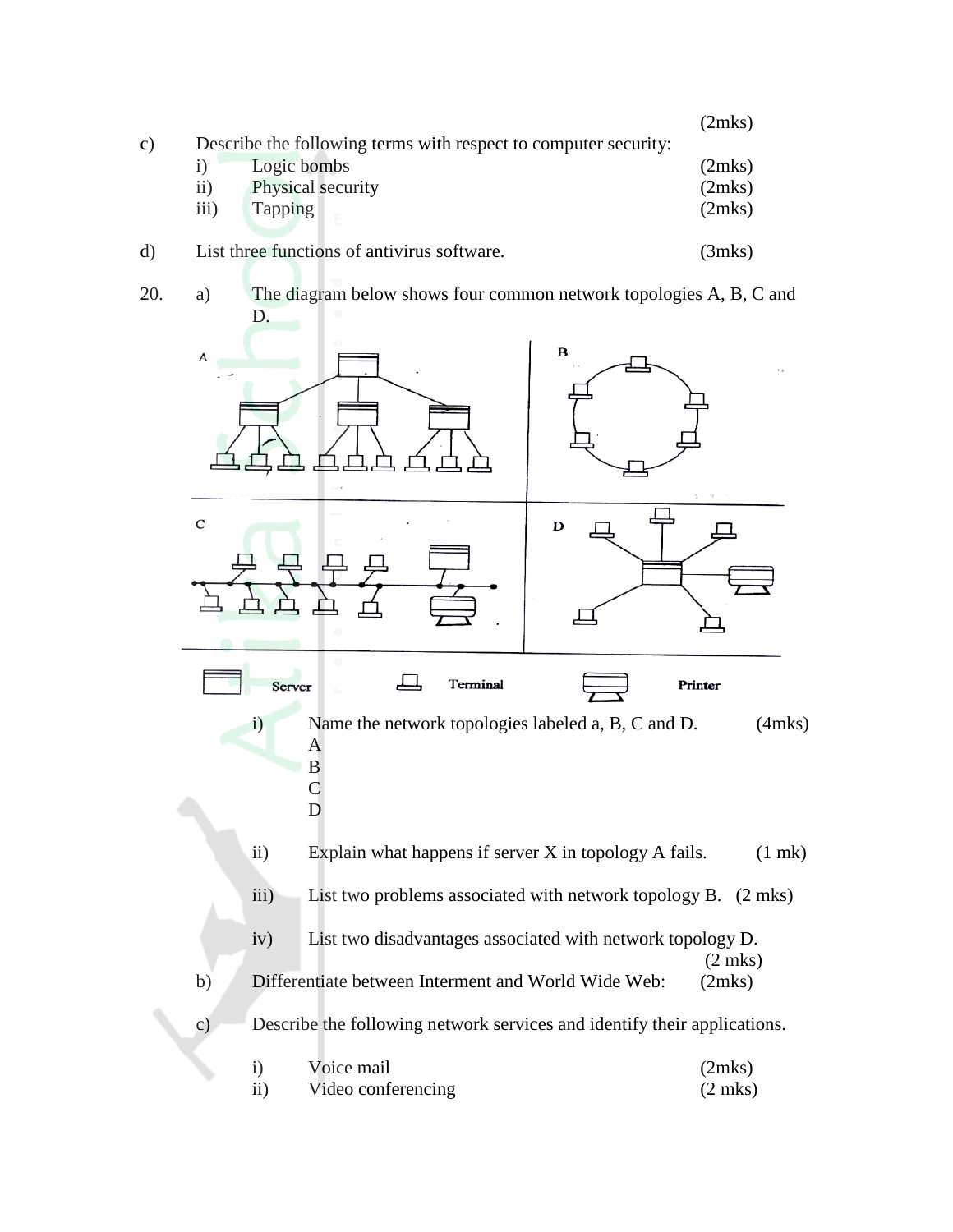(2mks)

c) Describe the following terms with respect to computer security:

  i) Logic bombs (2mks)

  ii) Physical security (2mks)

  iii) Tapping (2mks)

d) List three functions of antivirus software. (3mks)

20. a) The diagram below shows four common network topologies A, B, C and D.

A

B

C

D

Server Terminal Printer

  i) Name the network topologies labeled a, B, C and D. (4mks)

  A

  B

  C

  D

  ii) Explain what happens if server X in topology A fails. (1 mk)

  iii) List two problems associated with network topology B. (2 mks)

  iv) List two disadvantages associated with network topology D. (2 mks)

b) Differentiate between Interment and World Wide Web: (2mks)

c) Describe the following network services and identify their applications.

  i) Voice mail (2mks)

  ii) Video conferencing (2 mks)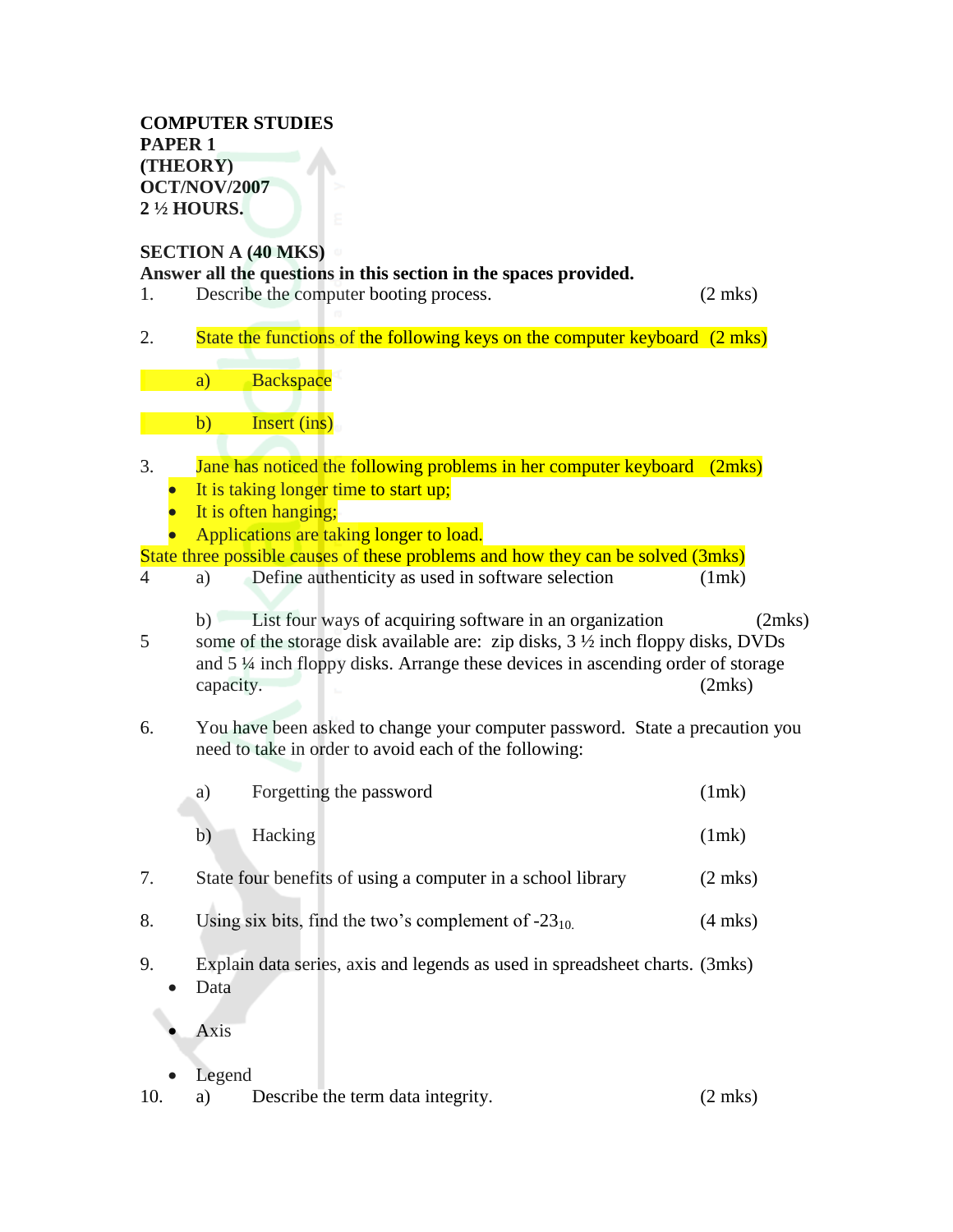**COMPUTER STUDIES**
**PAPER 1**
**(THEORY)**
**OCT/NOV/2007**
**2 ½ HOURS.**

**SECTION A (40 MKS)**
**Answer all the questions in this section in the spaces provided.**

1. Describe the computer booting process. (2 mks)

2. State the functions of the following keys on the computer keyboard (2 mks)

 a) Backspace

 b) Insert (ins)

3. Jane has noticed the following problems in her computer keyboard (2mks)
 - It is taking longer time to start up;
 - It is often hanging;
 - Applications are taking longer to load.

State three possible causes of these problems and how they can be solved (3mks)

4. a) Define authenticity as used in software selection (1mk)

 b) List four ways of acquiring software in an organization (2mks)

5. some of the storage disk available are: zip disks, 3 ½ inch floppy disks, DVDs and 5 ¼ inch floppy disks. Arrange these devices in ascending order of storage capacity. (2mks)

6. You have been asked to change your computer password. State a precaution you need to take in order to avoid each of the following:

 a) Forgetting the password (1mk)

 b) Hacking (1mk)

7. State four benefits of using a computer in a school library (2 mks)

8. Using six bits, find the two's complement of $-23_{10.}$ (4 mks)

9. Explain data series, axis and legends as used in spreadsheet charts. (3mks)
 - Data

 - Axis

 - Legend

10. a) Describe the term data integrity. (2 mks)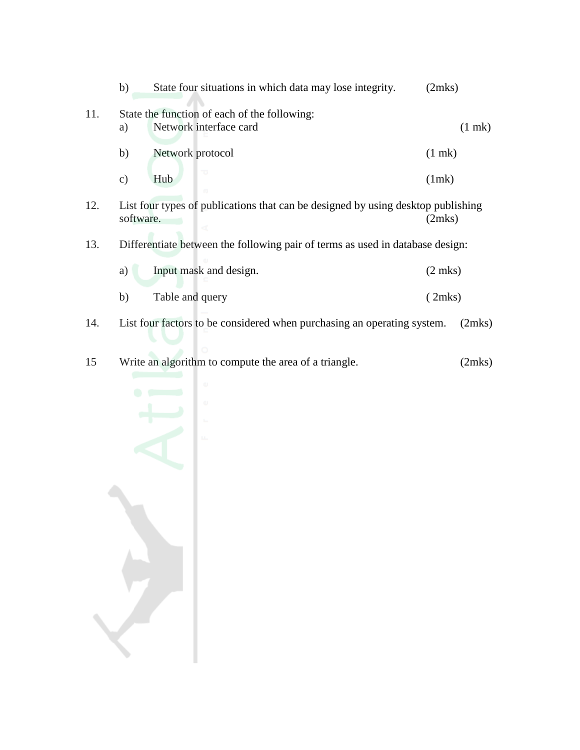b) State four situations in which data may lose integrity. (2mks)

11. State the function of each of the following:

    a) Network interface card (1 mk)

    b) Network protocol (1 mk)

    c) Hub (1mk)

12. List four types of publications that can be designed by using desktop publishing software. (2mks)

13. Differentiate between the following pair of terms as used in database design:

    a) Input mask and design. (2 mks)

    b) Table and query ( 2mks)

14. List four factors to be considered when purchasing an operating system. (2mks)

15 Write an algorithm to compute the area of a triangle. (2mks)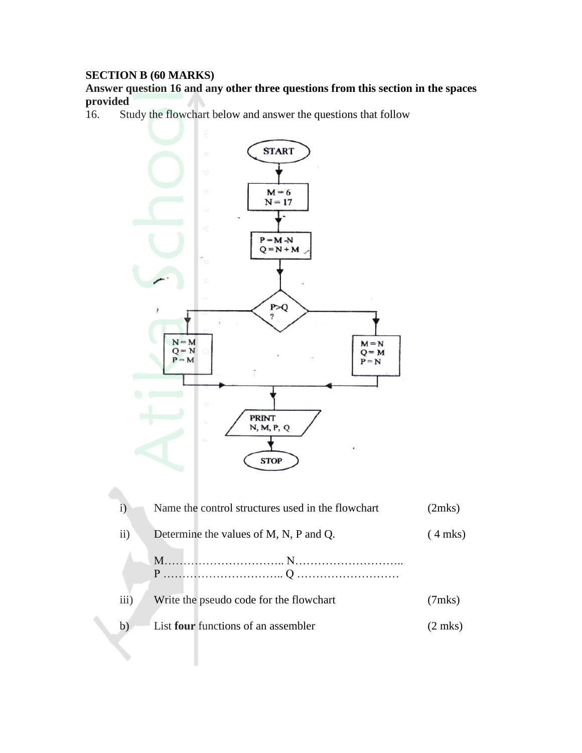**SECTION B (60 MARKS)**

**Answer question 16 and any other three questions from this section in the spaces provided**

16. Study the flowchart below and answer the questions that follow

START

M = 6
N = 17

P = M - N
Q = N + M

P>Q ?

N = M
Q = N
P = M

M = N
Q = M
P = N

PRINT
N, M, P, Q

STOP

i) Name the control structures used in the flowchart (2mks)

ii) Determine the values of M, N, P and Q. ( 4 mks)

M………………………….. N………………………..
P ………………………….. Q ………………………

iii) Write the pseudo code for the flowchart (7mks)

b) List **four** functions of an assembler (2 mks)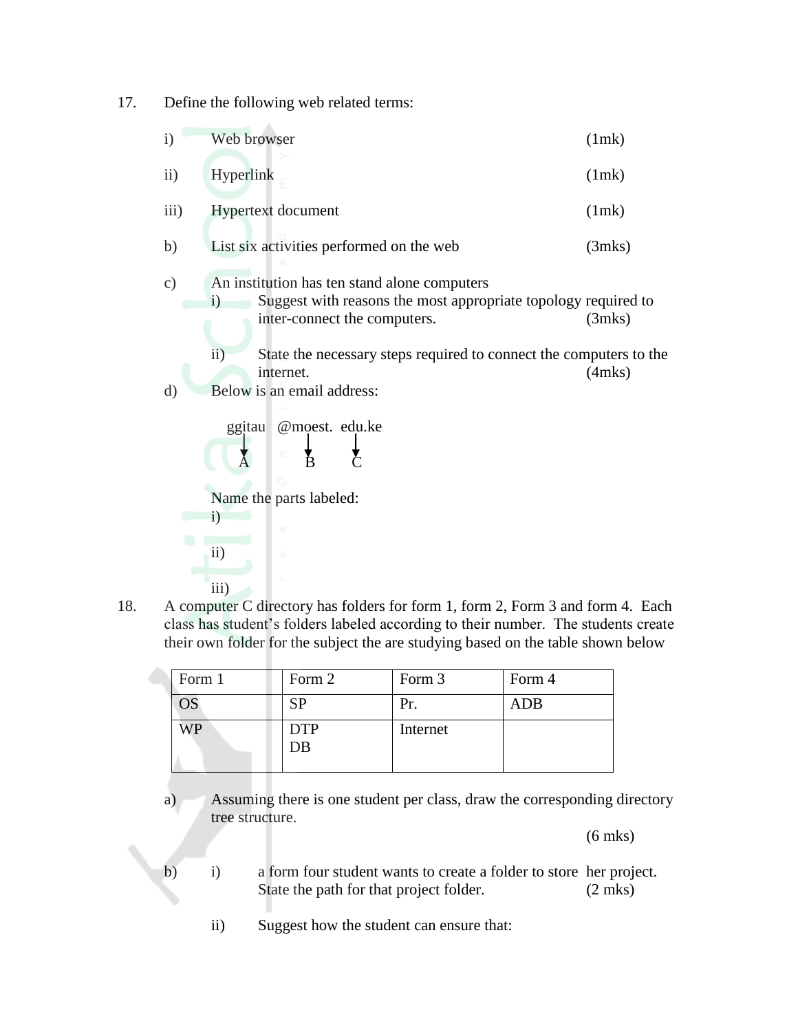17. Define the following web related terms:

   i) Web browser (1mk)

   ii) Hyperlink (1mk)

   iii) Hypertext document (1mk)

   b) List six activities performed on the web (3mks)

   c) An institution has ten stand alone computers

      i) Suggest with reasons the most appropriate topology required to inter-connect the computers. (3mks)

      ii) State the necessary steps required to connect the computers to the internet. (4mks)

   d) Below is an email address:

```
   ggitau   @moest.  edu.ke
     ↓         ↓       ↓
     A         B       C
```

   Name the parts labeled:

   i)

   ii)

   iii)

18. A computer C directory has folders for form 1, form 2, Form 3 and form 4. Each class has student's folders labeled according to their number. The students create their own folder for the subject the are studying based on the table shown below

| Form 1 | Form 2 | Form 3 | Form 4 |
|---|---|---|---|
| OS | SP | Pr. | ADB |
| WP | DTP<br>DB | Internet | |

   a) Assuming there is one student per class, draw the corresponding directory tree structure. (6 mks)

   b) i) a form four student wants to create a folder to store her project. State the path for that project folder. (2 mks)

      ii) Suggest how the student can ensure that: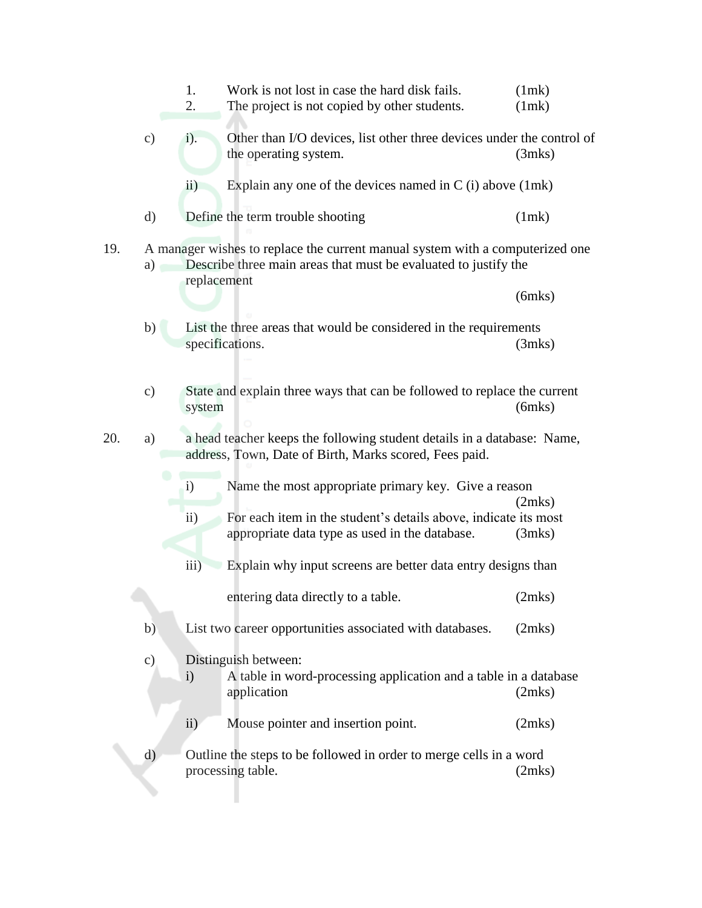1. Work is not lost in case the hard disk fails. (1mk)
2. The project is not copied by other students. (1mk)

c) i). Other than I/O devices, list other three devices under the control of the operating system. (3mks)

ii) Explain any one of the devices named in C (i) above (1mk)

d) Define the term trouble shooting (1mk)

19. A manager wishes to replace the current manual system with a computerized one

a) Describe three main areas that must be evaluated to justify the replacement (6mks)

b) List the three areas that would be considered in the requirements specifications. (3mks)

c) State and explain three ways that can be followed to replace the current system (6mks)

20. a) a head teacher keeps the following student details in a database: Name, address, Town, Date of Birth, Marks scored, Fees paid.

i) Name the most appropriate primary key. Give a reason (2mks)

ii) For each item in the student's details above, indicate its most appropriate data type as used in the database. (3mks)

iii) Explain why input screens are better data entry designs than entering data directly to a table. (2mks)

b) List two career opportunities associated with databases. (2mks)

c) Distinguish between:

i) A table in word-processing application and a table in a database application (2mks)

ii) Mouse pointer and insertion point. (2mks)

d) Outline the steps to be followed in order to merge cells in a word processing table. (2mks)